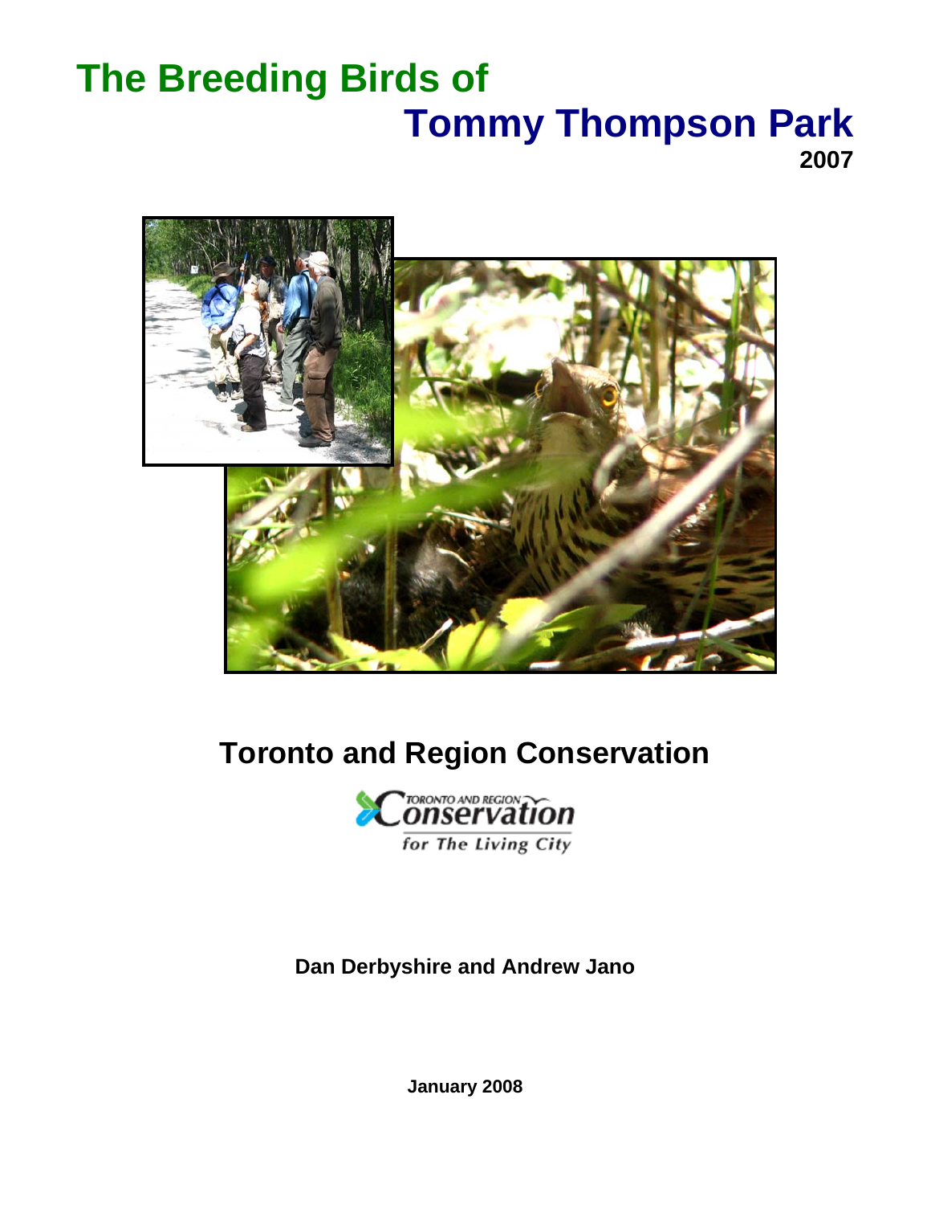# The Breeding Birds of Tommy Thompson Park

**2007**

## Toronto and Region Conservation

**Dan Derbyshire and Andrew Jano**

**January 2008**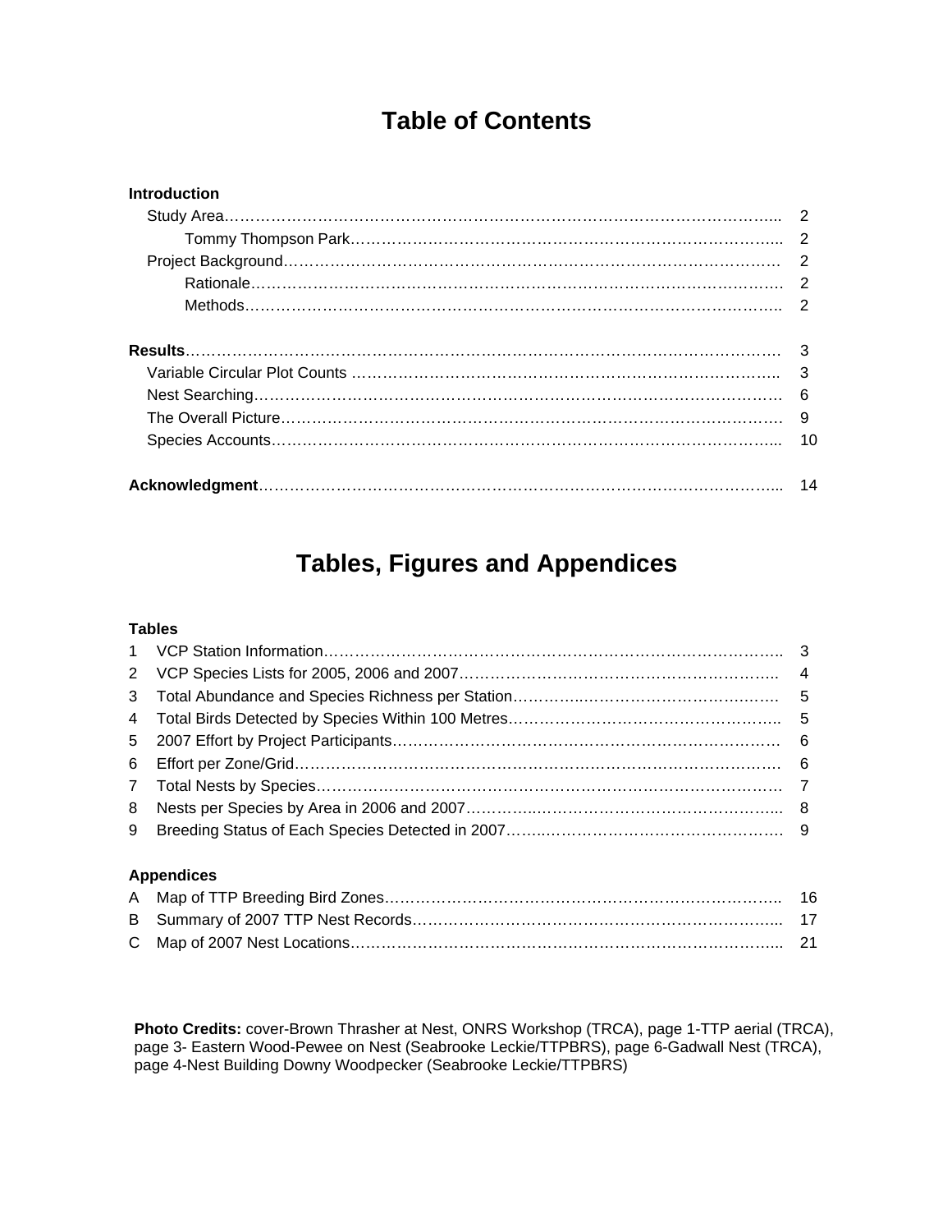# Table of Contents

**Introduction**

- Study Area …… 2
    - Tommy Thompson Park …… 2
- Project Background …… 2
    - Rationale …… 2
    - Methods …… 2

**Results** …… 3

- Variable Circular Plot Counts …… 3
- Nest Searching …… 6
- The Overall Picture …… 9
- Species Accounts …… 10

**Acknowledgment** …… 14

# Tables, Figures and Appendices

**Tables**

| | | |
|---|---|---|
| 1 | VCP Station Information | 3 |
| 2 | VCP Species Lists for 2005, 2006 and 2007 | 4 |
| 3 | Total Abundance and Species Richness per Station | 5 |
| 4 | Total Birds Detected by Species Within 100 Metres | 5 |
| 5 | 2007 Effort by Project Participants | 6 |
| 6 | Effort per Zone/Grid | 6 |
| 7 | Total Nests by Species | 7 |
| 8 | Nests per Species by Area in 2006 and 2007 | 8 |
| 9 | Breeding Status of Each Species Detected in 2007 | 9 |

**Appendices**

| | | |
|---|---|---|
| A | Map of TTP Breeding Bird Zones | 16 |
| B | Summary of 2007 TTP Nest Records | 17 |
| C | Map of 2007 Nest Locations | 21 |

**Photo Credits:** cover-Brown Thrasher at Nest, ONRS Workshop (TRCA), page 1-TTP aerial (TRCA), page 3- Eastern Wood-Pewee on Nest (Seabrooke Leckie/TTPBRS), page 6-Gadwall Nest (TRCA), page 4-Nest Building Downy Woodpecker (Seabrooke Leckie/TTPBRS)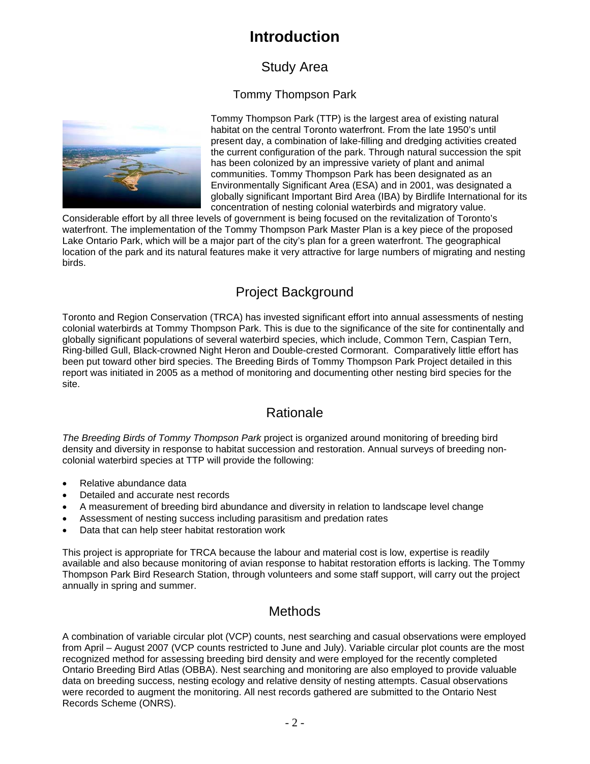# Introduction

## Study Area

### Tommy Thompson Park

Tommy Thompson Park (TTP) is the largest area of existing natural habitat on the central Toronto waterfront. From the late 1950's until present day, a combination of lake-filling and dredging activities created the current configuration of the park. Through natural succession the spit has been colonized by an impressive variety of plant and animal communities. Tommy Thompson Park has been designated as an Environmentally Significant Area (ESA) and in 2001, was designated a globally significant Important Bird Area (IBA) by Birdlife International for its concentration of nesting colonial waterbirds and migratory value. Considerable effort by all three levels of government is being focused on the revitalization of Toronto's waterfront. The implementation of the Tommy Thompson Park Master Plan is a key piece of the proposed Lake Ontario Park, which will be a major part of the city's plan for a green waterfront. The geographical location of the park and its natural features make it very attractive for large numbers of migrating and nesting birds.

## Project Background

Toronto and Region Conservation (TRCA) has invested significant effort into annual assessments of nesting colonial waterbirds at Tommy Thompson Park. This is due to the significance of the site for continentally and globally significant populations of several waterbird species, which include, Common Tern, Caspian Tern, Ring-billed Gull, Black-crowned Night Heron and Double-crested Cormorant. Comparatively little effort has been put toward other bird species. The Breeding Birds of Tommy Thompson Park Project detailed in this report was initiated in 2005 as a method of monitoring and documenting other nesting bird species for the site.

## Rationale

*The Breeding Birds of Tommy Thompson Park* project is organized around monitoring of breeding bird density and diversity in response to habitat succession and restoration. Annual surveys of breeding non-colonial waterbird species at TTP will provide the following:

- Relative abundance data
- Detailed and accurate nest records
- A measurement of breeding bird abundance and diversity in relation to landscape level change
- Assessment of nesting success including parasitism and predation rates
- Data that can help steer habitat restoration work

This project is appropriate for TRCA because the labour and material cost is low, expertise is readily available and also because monitoring of avian response to habitat restoration efforts is lacking. The Tommy Thompson Park Bird Research Station, through volunteers and some staff support, will carry out the project annually in spring and summer.

## Methods

A combination of variable circular plot (VCP) counts, nest searching and casual observations were employed from April – August 2007 (VCP counts restricted to June and July). Variable circular plot counts are the most recognized method for assessing breeding bird density and were employed for the recently completed Ontario Breeding Bird Atlas (OBBA). Nest searching and monitoring are also employed to provide valuable data on breeding success, nesting ecology and relative density of nesting attempts. Casual observations were recorded to augment the monitoring. All nest records gathered are submitted to the Ontario Nest Records Scheme (ONRS).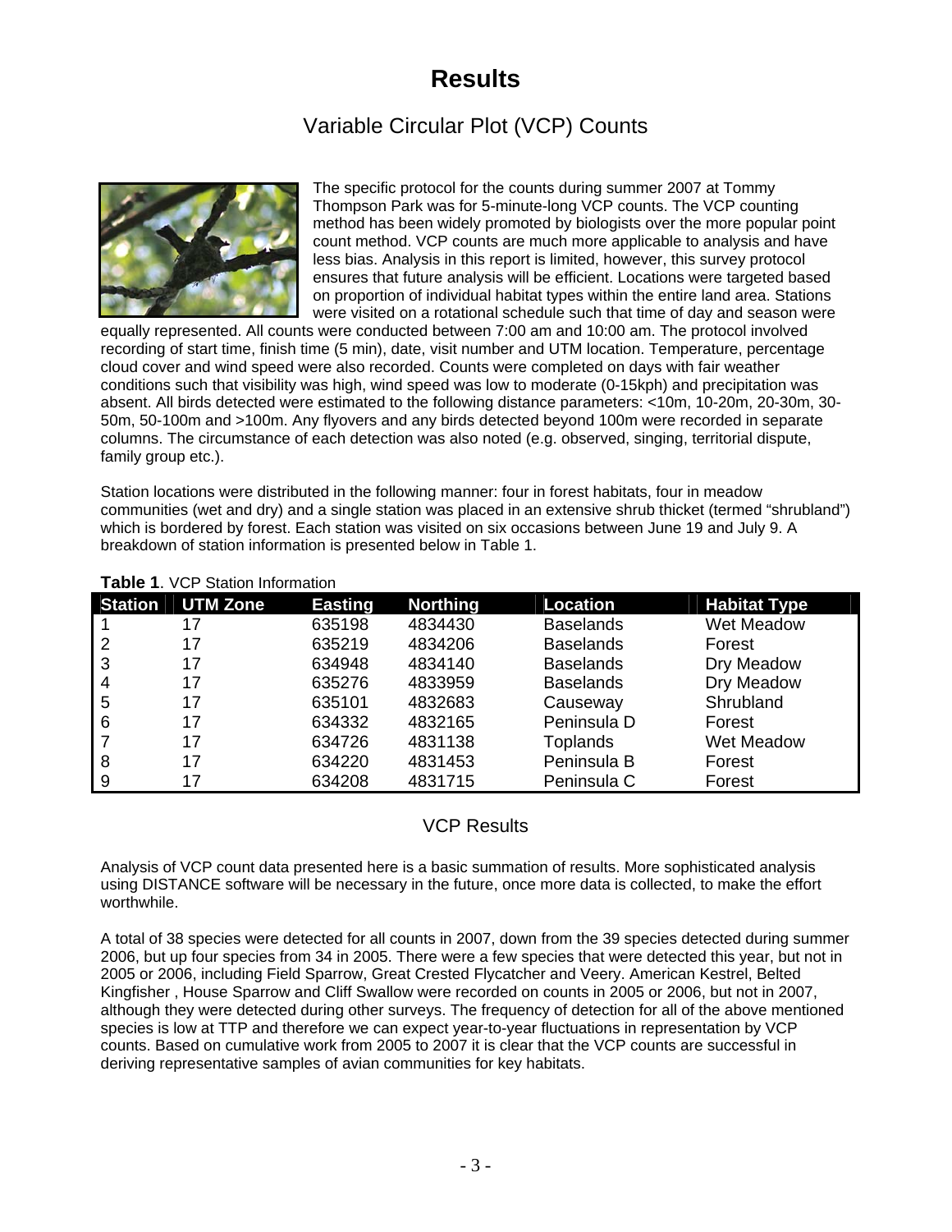# Results

## Variable Circular Plot (VCP) Counts

The specific protocol for the counts during summer 2007 at Tommy Thompson Park was for 5-minute-long VCP counts. The VCP counting method has been widely promoted by biologists over the more popular point count method. VCP counts are much more applicable to analysis and have less bias. Analysis in this report is limited, however, this survey protocol ensures that future analysis will be efficient. Locations were targeted based on proportion of individual habitat types within the entire land area. Stations were visited on a rotational schedule such that time of day and season were equally represented. All counts were conducted between 7:00 am and 10:00 am. The protocol involved recording of start time, finish time (5 min), date, visit number and UTM location. Temperature, percentage cloud cover and wind speed were also recorded. Counts were completed on days with fair weather conditions such that visibility was high, wind speed was low to moderate (0-15kph) and precipitation was absent. All birds detected were estimated to the following distance parameters: <10m, 10-20m, 20-30m, 30-50m, 50-100m and >100m. Any flyovers and any birds detected beyond 100m were recorded in separate columns. The circumstance of each detection was also noted (e.g. observed, singing, territorial dispute, family group etc.).

Station locations were distributed in the following manner: four in forest habitats, four in meadow communities (wet and dry) and a single station was placed in an extensive shrub thicket (termed "shrubland") which is bordered by forest. Each station was visited on six occasions between June 19 and July 9. A breakdown of station information is presented below in Table 1.

**Table 1**. VCP Station Information

| Station | UTM Zone | Easting | Northing | Location | Habitat Type |
|---|---|---|---|---|---|
| 1 | 17 | 635198 | 4834430 | Baselands | Wet Meadow |
| 2 | 17 | 635219 | 4834206 | Baselands | Forest |
| 3 | 17 | 634948 | 4834140 | Baselands | Dry Meadow |
| 4 | 17 | 635276 | 4833959 | Baselands | Dry Meadow |
| 5 | 17 | 635101 | 4832683 | Causeway | Shrubland |
| 6 | 17 | 634332 | 4832165 | Peninsula D | Forest |
| 7 | 17 | 634726 | 4831138 | Toplands | Wet Meadow |
| 8 | 17 | 634220 | 4831453 | Peninsula B | Forest |
| 9 | 17 | 634208 | 4831715 | Peninsula C | Forest |

## VCP Results

Analysis of VCP count data presented here is a basic summation of results. More sophisticated analysis using DISTANCE software will be necessary in the future, once more data is collected, to make the effort worthwhile.

A total of 38 species were detected for all counts in 2007, down from the 39 species detected during summer 2006, but up four species from 34 in 2005. There were a few species that were detected this year, but not in 2005 or 2006, including Field Sparrow, Great Crested Flycatcher and Veery. American Kestrel, Belted Kingfisher , House Sparrow and Cliff Swallow were recorded on counts in 2005 or 2006, but not in 2007, although they were detected during other surveys. The frequency of detection for all of the above mentioned species is low at TTP and therefore we can expect year-to-year fluctuations in representation by VCP counts. Based on cumulative work from 2005 to 2007 it is clear that the VCP counts are successful in deriving representative samples of avian communities for key habitats.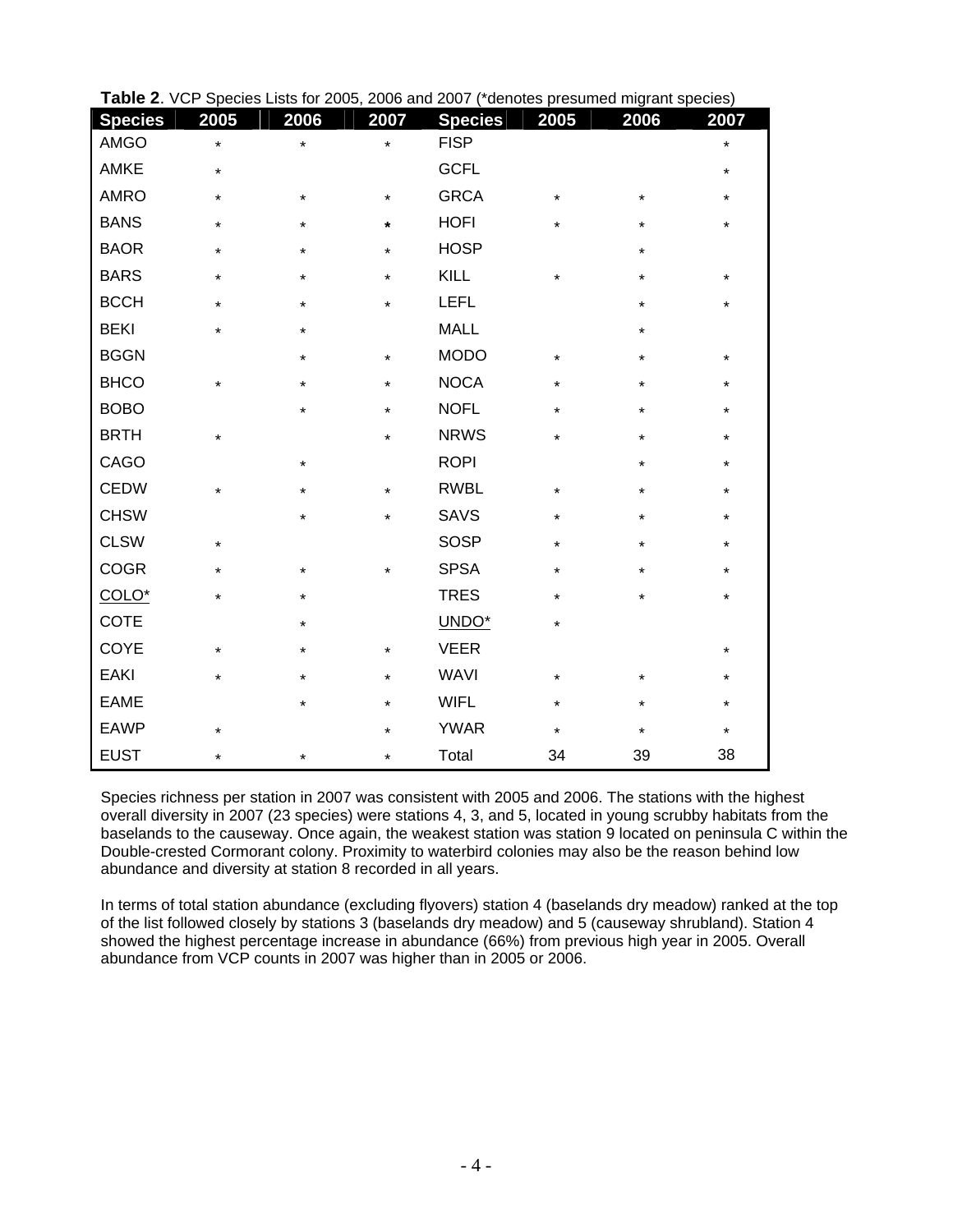**Table 2**. VCP Species Lists for 2005, 2006 and 2007 (*denotes presumed migrant species)

| Species | 2005 | 2006 | 2007 | Species | 2005 | 2006 | 2007 |
|---|---|---|---|---|---|---|---|
| AMGO | * | * | * | FISP | | | * |
| AMKE | * | | | GCFL | | | * |
| AMRO | * | * | * | GRCA | * | * | * |
| BANS | * | * | * | HOFI | * | * | * |
| BAOR | * | * | * | HOSP | | * | |
| BARS | * | * | * | KILL | * | * | * |
| BCCH | * | * | * | LEFL | | * | * |
| BEKI | * | * | | MALL | | * | |
| BGGN | | * | * | MODO | * | * | * |
| BHCO | * | * | * | NOCA | * | * | * |
| BOBO | | * | * | NOFL | * | * | * |
| BRTH | * | | * | NRWS | * | * | * |
| CAGO | | * | | ROPI | | * | * |
| CEDW | * | * | * | RWBL | * | * | * |
| CHSW | | * | * | SAVS | * | * | * |
| CLSW | * | | | SOSP | * | * | * |
| COGR | * | * | * | SPSA | * | * | * |
| COLO* | * | * | | TRES | * | * | * |
| COTE | | * | | UNDO* | * | | |
| COYE | * | * | * | VEER | | | * |
| EAKI | * | * | * | WAVI | * | * | * |
| EAME | | * | * | WIFL | * | * | * |
| EAWP | * | | * | YWAR | * | * | * |
| EUST | * | * | * | Total | 34 | 39 | 38 |

Species richness per station in 2007 was consistent with 2005 and 2006. The stations with the highest overall diversity in 2007 (23 species) were stations 4, 3, and 5, located in young scrubby habitats from the baselands to the causeway. Once again, the weakest station was station 9 located on peninsula C within the Double-crested Cormorant colony. Proximity to waterbird colonies may also be the reason behind low abundance and diversity at station 8 recorded in all years.

In terms of total station abundance (excluding flyovers) station 4 (baselands dry meadow) ranked at the top of the list followed closely by stations 3 (baselands dry meadow) and 5 (causeway shrubland). Station 4 showed the highest percentage increase in abundance (66%) from previous high year in 2005. Overall abundance from VCP counts in 2007 was higher than in 2005 or 2006.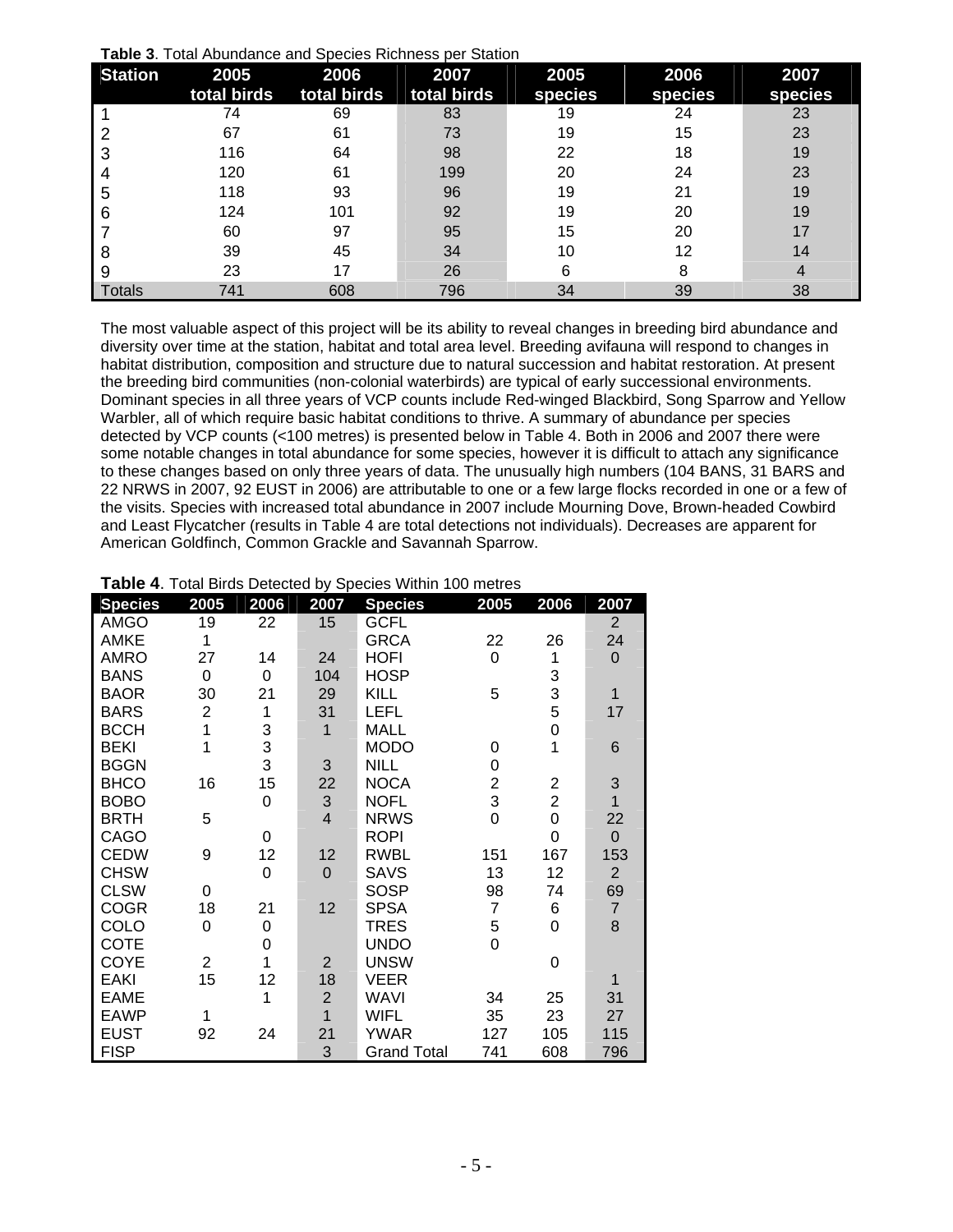**Table 3**. Total Abundance and Species Richness per Station

| Station | 2005 total birds | 2006 total birds | 2007 total birds | 2005 species | 2006 species | 2007 species |
|---|---|---|---|---|---|---|
| 1 | 74 | 69 | 83 | 19 | 24 | 23 |
| 2 | 67 | 61 | 73 | 19 | 15 | 23 |
| 3 | 116 | 64 | 98 | 22 | 18 | 19 |
| 4 | 120 | 61 | 199 | 20 | 24 | 23 |
| 5 | 118 | 93 | 96 | 19 | 21 | 19 |
| 6 | 124 | 101 | 92 | 19 | 20 | 19 |
| 7 | 60 | 97 | 95 | 15 | 20 | 17 |
| 8 | 39 | 45 | 34 | 10 | 12 | 14 |
| 9 | 23 | 17 | 26 | 6 | 8 | 4 |
| Totals | 741 | 608 | 796 | 34 | 39 | 38 |

The most valuable aspect of this project will be its ability to reveal changes in breeding bird abundance and diversity over time at the station, habitat and total area level. Breeding avifauna will respond to changes in habitat distribution, composition and structure due to natural succession and habitat restoration. At present the breeding bird communities (non-colonial waterbirds) are typical of early successional environments. Dominant species in all three years of VCP counts include Red-winged Blackbird, Song Sparrow and Yellow Warbler, all of which require basic habitat conditions to thrive. A summary of abundance per species detected by VCP counts (<100 metres) is presented below in Table 4. Both in 2006 and 2007 there were some notable changes in total abundance for some species, however it is difficult to attach any significance to these changes based on only three years of data. The unusually high numbers (104 BANS, 31 BARS and 22 NRWS in 2007, 92 EUST in 2006) are attributable to one or a few large flocks recorded in one or a few of the visits. Species with increased total abundance in 2007 include Mourning Dove, Brown-headed Cowbird and Least Flycatcher (results in Table 4 are total detections not individuals). Decreases are apparent for American Goldfinch, Common Grackle and Savannah Sparrow.

**Table 4**. Total Birds Detected by Species Within 100 metres

| Species | 2005 | 2006 | 2007 | Species | 2005 | 2006 | 2007 |
|---|---|---|---|---|---|---|---|
| AMGO | 19 | 22 | 15 | GCFL | | | 2 |
| AMKE | 1 | | | GRCA | 22 | 26 | 24 |
| AMRO | 27 | 14 | 24 | HOFI | 0 | 1 | 0 |
| BANS | 0 | 0 | 104 | HOSP | | 3 | |
| BAOR | 30 | 21 | 29 | KILL | 5 | 3 | 1 |
| BARS | 2 | 1 | 31 | LEFL | | 5 | 17 |
| BCCH | 1 | 3 | 1 | MALL | | 0 | |
| BEKI | 1 | 3 | | MODO | 0 | 1 | 6 |
| BGGN | | 3 | 3 | NILL | 0 | | |
| BHCO | 16 | 15 | 22 | NOCA | 2 | 2 | 3 |
| BOBO | | 0 | 3 | NOFL | 3 | 2 | 1 |
| BRTH | 5 | | 4 | NRWS | 0 | 0 | 22 |
| CAGO | | 0 | | ROPI | | 0 | 0 |
| CEDW | 9 | 12 | 12 | RWBL | 151 | 167 | 153 |
| CHSW | | 0 | 0 | SAVS | 13 | 12 | 2 |
| CLSW | 0 | | | SOSP | 98 | 74 | 69 |
| COGR | 18 | 21 | 12 | SPSA | 7 | 6 | 7 |
| COLO | 0 | 0 | | TRES | 5 | 0 | 8 |
| COTE | | 0 | | UNDO | 0 | | |
| COYE | 2 | 1 | 2 | UNSW | | 0 | |
| EAKI | 15 | 12 | 18 | VEER | | | 1 |
| EAME | | 1 | 2 | WAVI | 34 | 25 | 31 |
| EAWP | 1 | | 1 | WIFL | 35 | 23 | 27 |
| EUST | 92 | 24 | 21 | YWAR | 127 | 105 | 115 |
| FISP | | | 3 | Grand Total | 741 | 608 | 796 |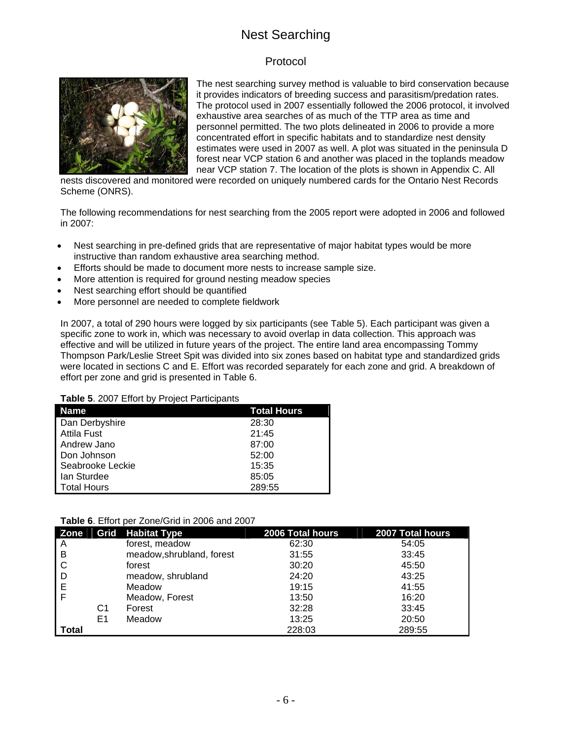# Nest Searching

## Protocol

The nest searching survey method is valuable to bird conservation because it provides indicators of breeding success and parasitism/predation rates. The protocol used in 2007 essentially followed the 2006 protocol, it involved exhaustive area searches of as much of the TTP area as time and personnel permitted. The two plots delineated in 2006 to provide a more concentrated effort in specific habitats and to standardize nest density estimates were used in 2007 as well. A plot was situated in the peninsula D forest near VCP station 6 and another was placed in the toplands meadow near VCP station 7. The location of the plots is shown in Appendix C. All nests discovered and monitored were recorded on uniquely numbered cards for the Ontario Nest Records Scheme (ONRS).

The following recommendations for nest searching from the 2005 report were adopted in 2006 and followed in 2007:

- Nest searching in pre-defined grids that are representative of major habitat types would be more instructive than random exhaustive area searching method.
- Efforts should be made to document more nests to increase sample size.
- More attention is required for ground nesting meadow species
- Nest searching effort should be quantified
- More personnel are needed to complete fieldwork

In 2007, a total of 290 hours were logged by six participants (see Table 5). Each participant was given a specific zone to work in, which was necessary to avoid overlap in data collection. This approach was effective and will be utilized in future years of the project. The entire land area encompassing Tommy Thompson Park/Leslie Street Spit was divided into six zones based on habitat type and standardized grids were located in sections C and E. Effort was recorded separately for each zone and grid. A breakdown of effort per zone and grid is presented in Table 6.

**Table 5**. 2007 Effort by Project Participants

| Name | Total Hours |
|---|---|
| Dan Derbyshire | 28:30 |
| Attila Fust | 21:45 |
| Andrew Jano | 87:00 |
| Don Johnson | 52:00 |
| Seabrooke Leckie | 15:35 |
| Ian Sturdee | 85:05 |
| Total Hours | 289:55 |

**Table 6**. Effort per Zone/Grid in 2006 and 2007

| Zone | Grid | Habitat Type | 2006 Total hours | 2007 Total hours |
|---|---|---|---|---|
| A | | forest, meadow | 62:30 | 54:05 |
| B | | meadow,shrubland, forest | 31:55 | 33:45 |
| C | | forest | 30:20 | 45:50 |
| D | | meadow, shrubland | 24:20 | 43:25 |
| E | | Meadow | 19:15 | 41:55 |
| F | | Meadow, Forest | 13:50 | 16:20 |
| | C1 | Forest | 32:28 | 33:45 |
| | E1 | Meadow | 13:25 | 20:50 |
| Total | | | 228:03 | 289:55 |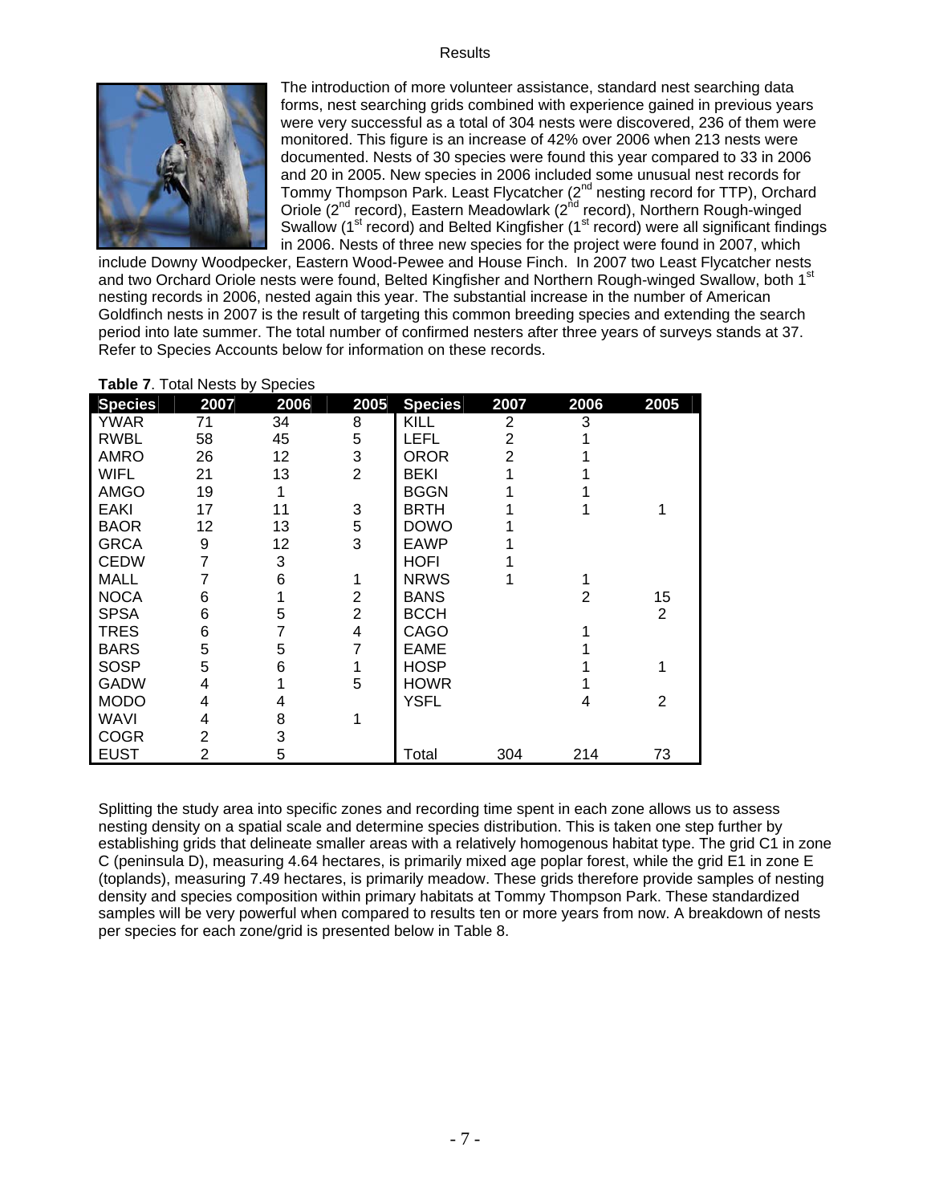# Results

The introduction of more volunteer assistance, standard nest searching data forms, nest searching grids combined with experience gained in previous years were very successful as a total of 304 nests were discovered, 236 of them were monitored. This figure is an increase of 42% over 2006 when 213 nests were documented. Nests of 30 species were found this year compared to 33 in 2006 and 20 in 2005. New species in 2006 included some unusual nest records for Tommy Thompson Park. Least Flycatcher (2nd nesting record for TTP), Orchard Oriole (2nd record), Eastern Meadowlark (2nd record), Northern Rough-winged Swallow (1st record) and Belted Kingfisher (1st record) were all significant findings in 2006. Nests of three new species for the project were found in 2007, which include Downy Woodpecker, Eastern Wood-Pewee and House Finch. In 2007 two Least Flycatcher nests and two Orchard Oriole nests were found, Belted Kingfisher and Northern Rough-winged Swallow, both 1st nesting records in 2006, nested again this year. The substantial increase in the number of American Goldfinch nests in 2007 is the result of targeting this common breeding species and extending the search period into late summer. The total number of confirmed nesters after three years of surveys stands at 37. Refer to Species Accounts below for information on these records.

**Table 7**. Total Nests by Species

| Species | 2007 | 2006 | 2005 | Species | 2007 | 2006 | 2005 |
|---|---|---|---|---|---|---|---|
| YWAR | 71 | 34 | 8 | KILL | 2 | 3 | |
| RWBL | 58 | 45 | 5 | LEFL | 2 | 1 | |
| AMRO | 26 | 12 | 3 | OROR | 2 | 1 | |
| WIFL | 21 | 13 | 2 | BEKI | 1 | 1 | |
| AMGO | 19 | 1 | | BGGN | 1 | 1 | |
| EAKI | 17 | 11 | 3 | BRTH | 1 | 1 | 1 |
| BAOR | 12 | 13 | 5 | DOWO | 1 | | |
| GRCA | 9 | 12 | 3 | EAWP | 1 | | |
| CEDW | 7 | 3 | | HOFI | 1 | | |
| MALL | 7 | 6 | 1 | NRWS | 1 | 1 | |
| NOCA | 6 | 1 | 2 | BANS | | 2 | 15 |
| SPSA | 6 | 5 | 2 | BCCH | | | 2 |
| TRES | 6 | 7 | 4 | CAGO | | 1 | |
| BARS | 5 | 5 | 7 | EAME | | 1 | |
| SOSP | 5 | 6 | 1 | HOSP | | 1 | 1 |
| GADW | 4 | 1 | 5 | HOWR | | 1 | |
| MODO | 4 | 4 | | YSFL | | 4 | 2 |
| WAVI | 4 | 8 | 1 | | | | |
| COGR | 2 | 3 | | | | | |
| EUST | 2 | 5 | | Total | 304 | 214 | 73 |

Splitting the study area into specific zones and recording time spent in each zone allows us to assess nesting density on a spatial scale and determine species distribution. This is taken one step further by establishing grids that delineate smaller areas with a relatively homogenous habitat type. The grid C1 in zone C (peninsula D), measuring 4.64 hectares, is primarily mixed age poplar forest, while the grid E1 in zone E (toplands), measuring 7.49 hectares, is primarily meadow. These grids therefore provide samples of nesting density and species composition within primary habitats at Tommy Thompson Park. These standardized samples will be very powerful when compared to results ten or more years from now. A breakdown of nests per species for each zone/grid is presented below in Table 8.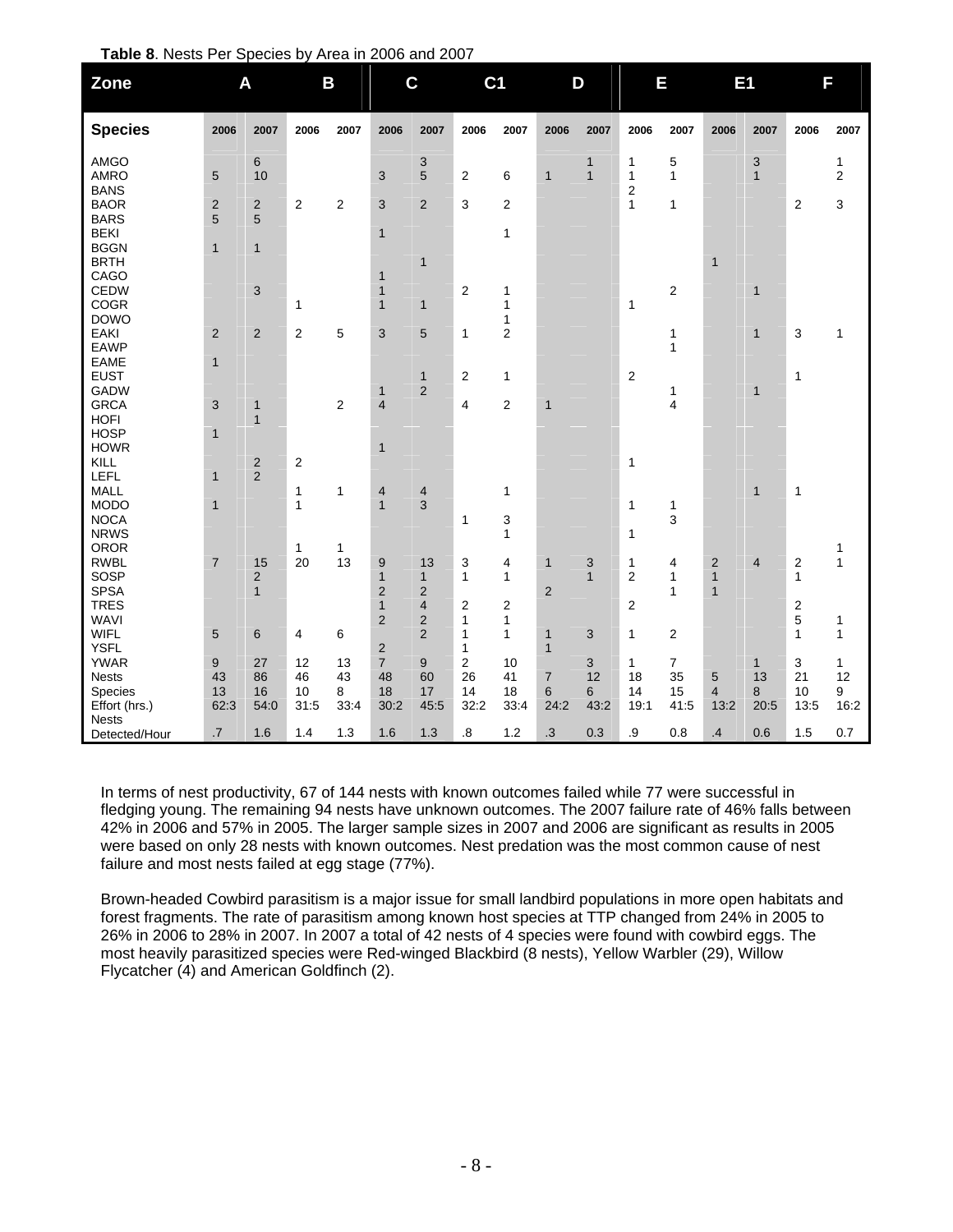**Table 8**. Nests Per Species by Area in 2006 and 2007

| Zone | A | | B | | C | | C1 | | D | | E | | E1 | | F | |
|---|---|---|---|---|---|---|---|---|---|---|---|---|---|---|---|---|
| **Species** | 2006 | 2007 | 2006 | 2007 | 2006 | 2007 | 2006 | 2007 | 2006 | 2007 | 2006 | 2007 | 2006 | 2007 | 2006 | 2007 |
| AMGO | | 6 | | | | 3 | | | | 1 | 1 | 5 | | 3 | | 1 |
| AMRO | 5 | 10 | | | 3 | 5 | 2 | 6 | 1 | 1 | 1 | 1 | | 1 | | 2 |
| BANS | | | | | | | | | | | 2 | | | | | |
| BAOR | 2 | 2 | 2 | 2 | 3 | 2 | 3 | 2 | | | 1 | 1 | | | 2 | 3 |
| BARS | 5 | 5 | | | | | | | | | | | | | | |
| BEKI | | | | | 1 | | | 1 | | | | | | | | |
| BGGN | 1 | 1 | | | | | | | | | | | | | | |
| BRTH | | | | | | 1 | | | | | | | 1 | | | |
| CAGO | | | | | 1 | | | | | | | | | | | |
| CEDW | | 3 | | | 1 | | 2 | 1 | | | | 2 | | 1 | | |
| COGR | | | 1 | | 1 | 1 | | 1 | | | 1 | | | | | |
| DOWO | | | | | | | | 1 | | | | | | | | |
| EAKI | 2 | 2 | 2 | 5 | 3 | 5 | 1 | 2 | | | | 1 | | 1 | 3 | 1 |
| EAWP | | | | | | | | | | | | 1 | | | | |
| EAME | 1 | | | | | | | | | | | | | | | |
| EUST | | | | | | 1 | 2 | 1 | | | 2 | | | | 1 | |
| GADW | | | | | 1 | 2 | | | | | | 1 | | 1 | | |
| GRCA | 3 | 1 | | 2 | 4 | | 4 | 2 | 1 | | | 4 | | | | |
| HOFI | | 1 | | | | | | | | | | | | | | |
| HOSP | 1 | | | | | | | | | | | | | | | |
| HOWR | | | | | 1 | | | | | | | | | | | |
| KILL | | 2 | 2 | | | | | | | | 1 | | | | | |
| LEFL | 1 | 2 | | | | | | | | | | | | | | |
| MALL | | | 1 | 1 | 4 | 4 | | 1 | | | | | | 1 | 1 | |
| MODO | 1 | | 1 | | 1 | 3 | | | | | 1 | 1 | | | | |
| NOCA | | | | | | | 1 | 3 | | | | 3 | | | | |
| NRWS | | | | | | | | 1 | | | 1 | | | | | |
| OROR | | | 1 | 1 | | | | | | | | | | | | 1 |
| RWBL | 7 | 15 | 20 | 13 | 9 | 13 | 3 | 4 | 1 | 3 | 1 | 4 | 2 | 4 | 2 | 1 |
| SOSP | | 2 | | | 1 | 1 | 1 | 1 | | 1 | 2 | 1 | 1 | | 1 | |
| SPSA | | 1 | | | 2 | 2 | | | 2 | | | 1 | 1 | | | |
| TRES | | | | | 1 | 4 | 2 | 2 | | | 2 | | | | 2 | |
| WAVI | | | | | 2 | 2 | 1 | 1 | | | | | | | 5 | 1 |
| WIFL | 5 | 6 | 4 | 6 | | 2 | 1 | 1 | 1 | 3 | 1 | 2 | | | 1 | 1 |
| YSFL | | | | | 2 | | 1 | | 1 | | | | | | | |
| YWAR | 9 | 27 | 12 | 13 | 7 | 9 | 2 | 10 | | 3 | 1 | 7 | | 1 | 3 | 1 |
| Nests | 43 | 86 | 46 | 43 | 48 | 60 | 26 | 41 | 7 | 12 | 18 | 35 | 5 | 13 | 21 | 12 |
| Species | 13 | 16 | 10 | 8 | 18 | 17 | 14 | 18 | 6 | 6 | 14 | 15 | 4 | 8 | 10 | 9 |
| Effort (hrs.) | 62:3 | 54:0 | 31:5 | 33:4 | 30:2 | 45:5 | 32:2 | 33:4 | 24:2 | 43:2 | 19:1 | 41:5 | 13:2 | 20:5 | 13:5 | 16:2 |
| Nests Detected/Hour | .7 | 1.6 | 1.4 | 1.3 | 1.6 | 1.3 | .8 | 1.2 | .3 | 0.3 | .9 | 0.8 | .4 | 0.6 | 1.5 | 0.7 |

In terms of nest productivity, 67 of 144 nests with known outcomes failed while 77 were successful in fledging young. The remaining 94 nests have unknown outcomes. The 2007 failure rate of 46% falls between 42% in 2006 and 57% in 2005. The larger sample sizes in 2007 and 2006 are significant as results in 2005 were based on only 28 nests with known outcomes. Nest predation was the most common cause of nest failure and most nests failed at egg stage (77%).

Brown-headed Cowbird parasitism is a major issue for small landbird populations in more open habitats and forest fragments. The rate of parasitism among known host species at TTP changed from 24% in 2005 to 26% in 2006 to 28% in 2007. In 2007 a total of 42 nests of 4 species were found with cowbird eggs. The most heavily parasitized species were Red-winged Blackbird (8 nests), Yellow Warbler (29), Willow Flycatcher (4) and American Goldfinch (2).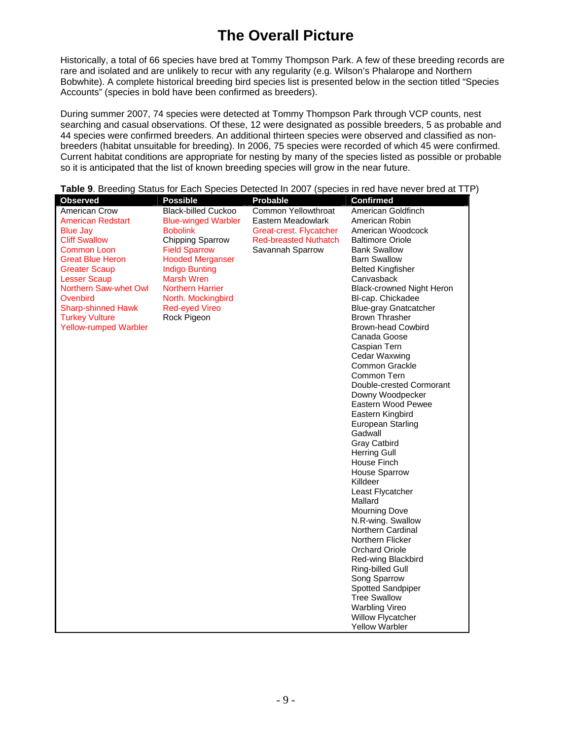# The Overall Picture

Historically, a total of 66 species have bred at Tommy Thompson Park. A few of these breeding records are rare and isolated and are unlikely to recur with any regularity (e.g. Wilson's Phalarope and Northern Bobwhite). A complete historical breeding bird species list is presented below in the section titled "Species Accounts" (species in bold have been confirmed as breeders).

During summer 2007, 74 species were detected at Tommy Thompson Park through VCP counts, nest searching and casual observations. Of these, 12 were designated as possible breeders, 5 as probable and 44 species were confirmed breeders. An additional thirteen species were observed and classified as non-breeders (habitat unsuitable for breeding). In 2006, 75 species were recorded of which 45 were confirmed. Current habitat conditions are appropriate for nesting by many of the species listed as possible or probable so it is anticipated that the list of known breeding species will grow in the near future.

**Table 9**. Breeding Status for Each Species Detected In 2007 (species in red have never bred at TTP)

| Observed | Possible | Probable | Confirmed |
|---|---|---|---|
| American Crow | Black-billed Cuckoo | Common Yellowthroat | American Goldfinch |
| American Redstart | Blue-winged Warbler | Eastern Meadowlark | American Robin |
| Blue Jay | Bobolink | Great-crest. Flycatcher | American Woodcock |
| Cliff Swallow | Chipping Sparrow | Red-breasted Nuthatch | Baltimore Oriole |
| Common Loon | Field Sparrow | Savannah Sparrow | Bank Swallow |
| Great Blue Heron | Hooded Merganser | | Barn Swallow |
| Greater Scaup | Indigo Bunting | | Belted Kingfisher |
| Lesser Scaup | Marsh Wren | | Canvasback |
| Northern Saw-whet Owl | Northern Harrier | | Black-crowned Night Heron |
| Ovenbird | North. Mockingbird | | Bl-cap. Chickadee |
| Sharp-shinned Hawk | Red-eyed Vireo | | Blue-gray Gnatcatcher |
| Turkey Vulture | Rock Pigeon | | Brown Thrasher |
| Yellow-rumped Warbler | | | Brown-head Cowbird |
| | | | Canada Goose |
| | | | Caspian Tern |
| | | | Cedar Waxwing |
| | | | Common Grackle |
| | | | Common Tern |
| | | | Double-crested Cormorant |
| | | | Downy Woodpecker |
| | | | Eastern Wood Pewee |
| | | | Eastern Kingbird |
| | | | European Starling |
| | | | Gadwall |
| | | | Gray Catbird |
| | | | Herring Gull |
| | | | House Finch |
| | | | House Sparrow |
| | | | Killdeer |
| | | | Least Flycatcher |
| | | | Mallard |
| | | | Mourning Dove |
| | | | N.R-wing. Swallow |
| | | | Northern Cardinal |
| | | | Northern Flicker |
| | | | Orchard Oriole |
| | | | Red-wing Blackbird |
| | | | Ring-billed Gull |
| | | | Song Sparrow |
| | | | Spotted Sandpiper |
| | | | Tree Swallow |
| | | | Warbling Vireo |
| | | | Willow Flycatcher |
| | | | Yellow Warbler |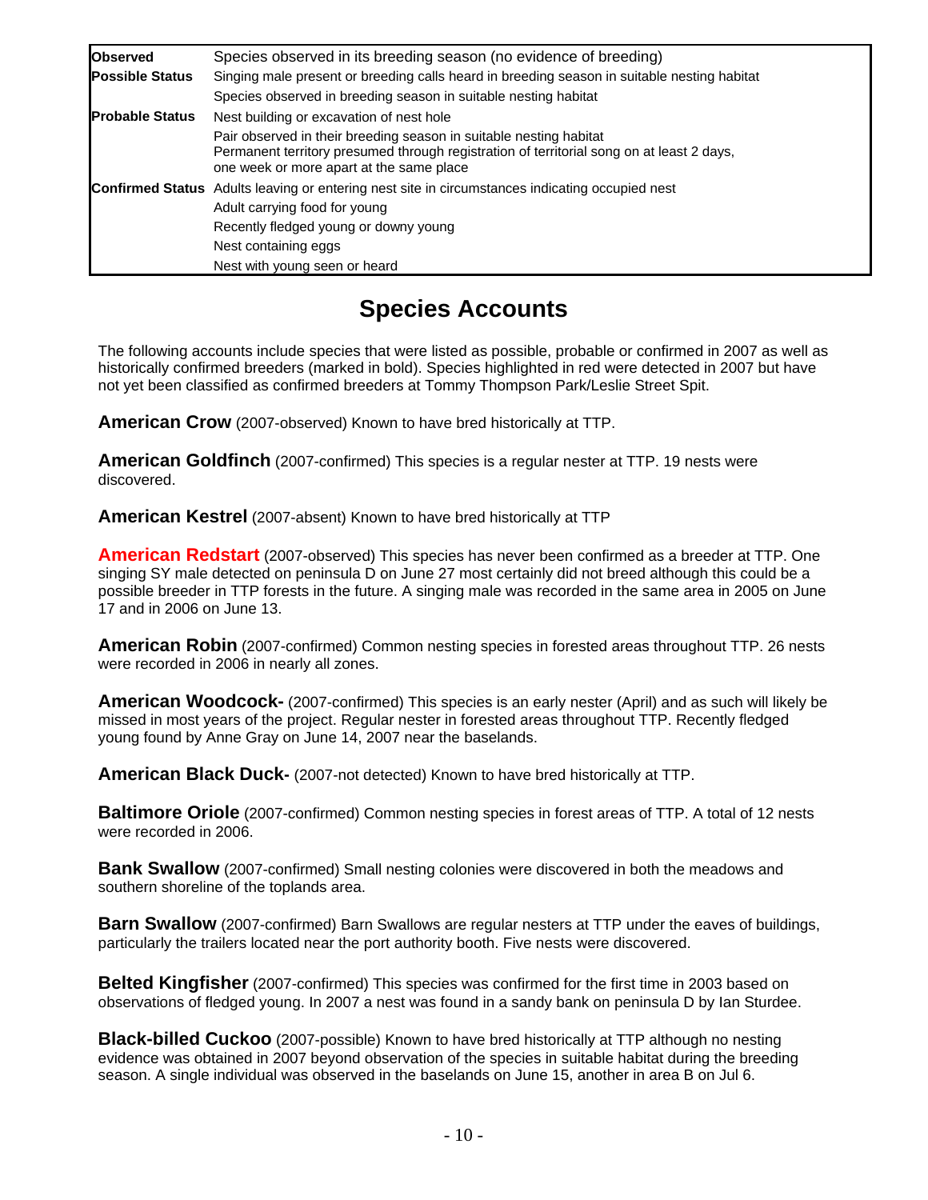| | |
|---|---|
| **Observed** | Species observed in its breeding season (no evidence of breeding) |
| **Possible Status** | Singing male present or breeding calls heard in breeding season in suitable nesting habitat |
| | Species observed in breeding season in suitable nesting habitat |
| **Probable Status** | Nest building or excavation of nest hole |
| | Pair observed in their breeding season in suitable nesting habitat<br>Permanent territory presumed through registration of territorial song on at least 2 days, one week or more apart at the same place |
| **Confirmed Status** | Adults leaving or entering nest site in circumstances indicating occupied nest |
| | Adult carrying food for young |
| | Recently fledged young or downy young |
| | Nest containing eggs |
| | Nest with young seen or heard |

# Species Accounts

The following accounts include species that were listed as possible, probable or confirmed in 2007 as well as historically confirmed breeders (marked in bold). Species highlighted in red were detected in 2007 but have not yet been classified as confirmed breeders at Tommy Thompson Park/Leslie Street Spit.

**American Crow** (2007-observed) Known to have bred historically at TTP.

**American Goldfinch** (2007-confirmed) This species is a regular nester at TTP. 19 nests were discovered.

**American Kestrel** (2007-absent) Known to have bred historically at TTP

**American Redstart** (2007-observed) This species has never been confirmed as a breeder at TTP. One singing SY male detected on peninsula D on June 27 most certainly did not breed although this could be a possible breeder in TTP forests in the future. A singing male was recorded in the same area in 2005 on June 17 and in 2006 on June 13.

**American Robin** (2007-confirmed) Common nesting species in forested areas throughout TTP. 26 nests were recorded in 2006 in nearly all zones.

**American Woodcock-** (2007-confirmed) This species is an early nester (April) and as such will likely be missed in most years of the project. Regular nester in forested areas throughout TTP. Recently fledged young found by Anne Gray on June 14, 2007 near the baselands.

**American Black Duck-** (2007-not detected) Known to have bred historically at TTP.

**Baltimore Oriole** (2007-confirmed) Common nesting species in forest areas of TTP. A total of 12 nests were recorded in 2006.

**Bank Swallow** (2007-confirmed) Small nesting colonies were discovered in both the meadows and southern shoreline of the toplands area.

**Barn Swallow** (2007-confirmed) Barn Swallows are regular nesters at TTP under the eaves of buildings, particularly the trailers located near the port authority booth. Five nests were discovered.

**Belted Kingfisher** (2007-confirmed) This species was confirmed for the first time in 2003 based on observations of fledged young. In 2007 a nest was found in a sandy bank on peninsula D by Ian Sturdee.

**Black-billed Cuckoo** (2007-possible) Known to have bred historically at TTP although no nesting evidence was obtained in 2007 beyond observation of the species in suitable habitat during the breeding season. A single individual was observed in the baselands on June 15, another in area B on Jul 6.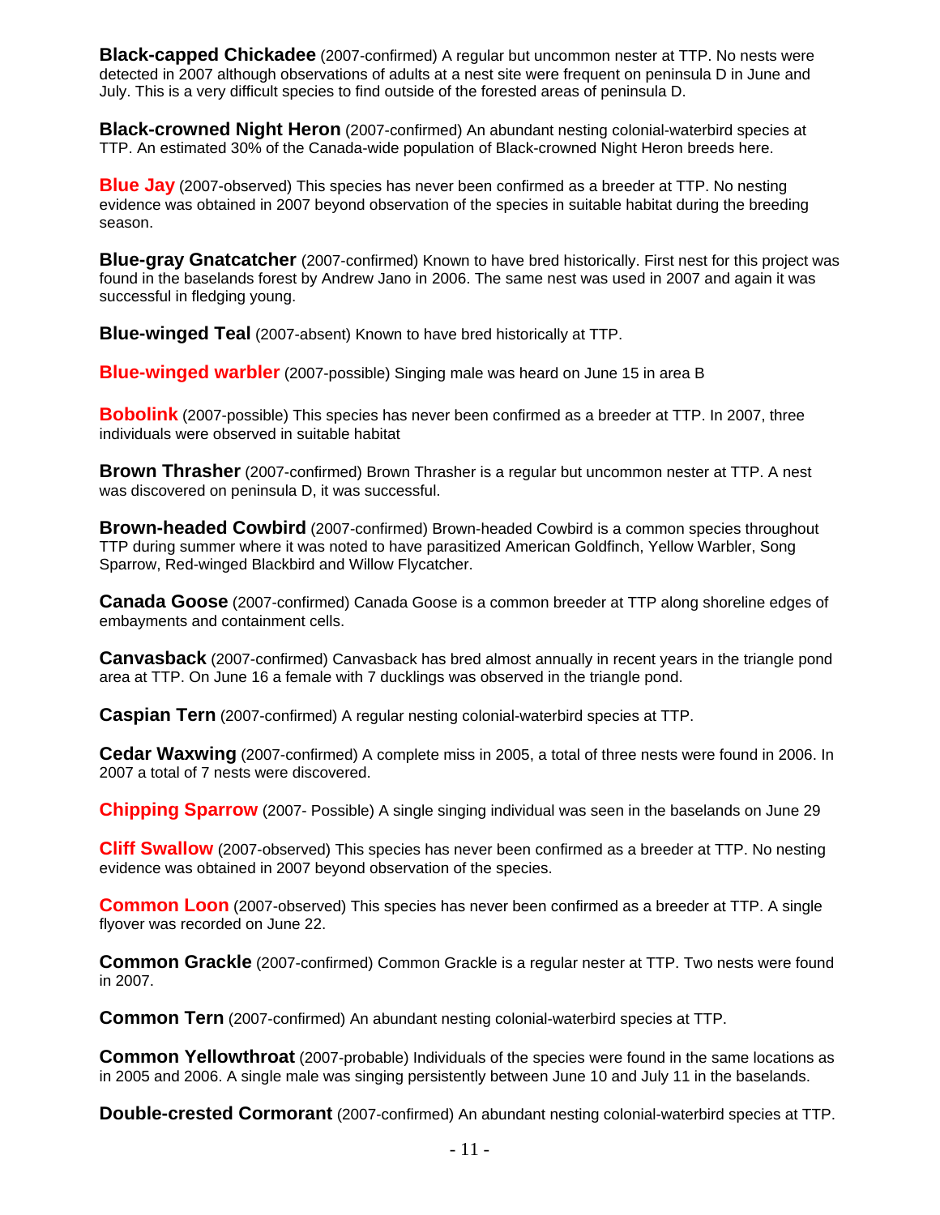**Black-capped Chickadee** (2007-confirmed) A regular but uncommon nester at TTP. No nests were detected in 2007 although observations of adults at a nest site were frequent on peninsula D in June and July. This is a very difficult species to find outside of the forested areas of peninsula D.

**Black-crowned Night Heron** (2007-confirmed) An abundant nesting colonial-waterbird species at TTP. An estimated 30% of the Canada-wide population of Black-crowned Night Heron breeds here.

**Blue Jay** (2007-observed) This species has never been confirmed as a breeder at TTP. No nesting evidence was obtained in 2007 beyond observation of the species in suitable habitat during the breeding season.

**Blue-gray Gnatcatcher** (2007-confirmed) Known to have bred historically. First nest for this project was found in the baselands forest by Andrew Jano in 2006. The same nest was used in 2007 and again it was successful in fledging young.

**Blue-winged Teal** (2007-absent) Known to have bred historically at TTP.

**Blue-winged warbler** (2007-possible) Singing male was heard on June 15 in area B

**Bobolink** (2007-possible) This species has never been confirmed as a breeder at TTP. In 2007, three individuals were observed in suitable habitat

**Brown Thrasher** (2007-confirmed) Brown Thrasher is a regular but uncommon nester at TTP. A nest was discovered on peninsula D, it was successful.

**Brown-headed Cowbird** (2007-confirmed) Brown-headed Cowbird is a common species throughout TTP during summer where it was noted to have parasitized American Goldfinch, Yellow Warbler, Song Sparrow, Red-winged Blackbird and Willow Flycatcher.

**Canada Goose** (2007-confirmed) Canada Goose is a common breeder at TTP along shoreline edges of embayments and containment cells.

**Canvasback** (2007-confirmed) Canvasback has bred almost annually in recent years in the triangle pond area at TTP. On June 16 a female with 7 ducklings was observed in the triangle pond.

**Caspian Tern** (2007-confirmed) A regular nesting colonial-waterbird species at TTP.

**Cedar Waxwing** (2007-confirmed) A complete miss in 2005, a total of three nests were found in 2006. In 2007 a total of 7 nests were discovered.

**Chipping Sparrow** (2007- Possible) A single singing individual was seen in the baselands on June 29

**Cliff Swallow** (2007-observed) This species has never been confirmed as a breeder at TTP. No nesting evidence was obtained in 2007 beyond observation of the species.

**Common Loon** (2007-observed) This species has never been confirmed as a breeder at TTP. A single flyover was recorded on June 22.

**Common Grackle** (2007-confirmed) Common Grackle is a regular nester at TTP. Two nests were found in 2007.

**Common Tern** (2007-confirmed) An abundant nesting colonial-waterbird species at TTP.

**Common Yellowthroat** (2007-probable) Individuals of the species were found in the same locations as in 2005 and 2006. A single male was singing persistently between June 10 and July 11 in the baselands.

**Double-crested Cormorant** (2007-confirmed) An abundant nesting colonial-waterbird species at TTP.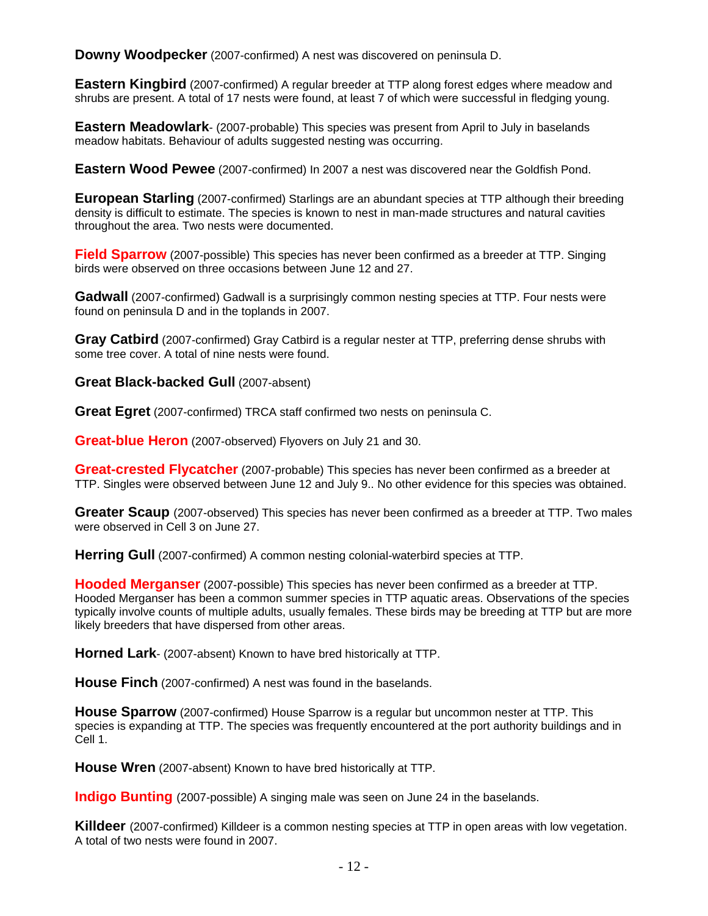**Downy Woodpecker** (2007-confirmed) A nest was discovered on peninsula D.

**Eastern Kingbird** (2007-confirmed) A regular breeder at TTP along forest edges where meadow and shrubs are present. A total of 17 nests were found, at least 7 of which were successful in fledging young.

**Eastern Meadowlark**- (2007-probable) This species was present from April to July in baselands meadow habitats. Behaviour of adults suggested nesting was occurring.

**Eastern Wood Pewee** (2007-confirmed) In 2007 a nest was discovered near the Goldfish Pond.

**European Starling** (2007-confirmed) Starlings are an abundant species at TTP although their breeding density is difficult to estimate. The species is known to nest in man-made structures and natural cavities throughout the area. Two nests were documented.

**Field Sparrow** (2007-possible) This species has never been confirmed as a breeder at TTP. Singing birds were observed on three occasions between June 12 and 27.

**Gadwall** (2007-confirmed) Gadwall is a surprisingly common nesting species at TTP. Four nests were found on peninsula D and in the toplands in 2007.

**Gray Catbird** (2007-confirmed) Gray Catbird is a regular nester at TTP, preferring dense shrubs with some tree cover. A total of nine nests were found.

**Great Black-backed Gull** (2007-absent)

**Great Egret** (2007-confirmed) TRCA staff confirmed two nests on peninsula C.

**Great-blue Heron** (2007-observed) Flyovers on July 21 and 30.

**Great-crested Flycatcher** (2007-probable) This species has never been confirmed as a breeder at TTP. Singles were observed between June 12 and July 9.. No other evidence for this species was obtained.

**Greater Scaup** (2007-observed) This species has never been confirmed as a breeder at TTP. Two males were observed in Cell 3 on June 27.

**Herring Gull** (2007-confirmed) A common nesting colonial-waterbird species at TTP.

**Hooded Merganser** (2007-possible) This species has never been confirmed as a breeder at TTP. Hooded Merganser has been a common summer species in TTP aquatic areas. Observations of the species typically involve counts of multiple adults, usually females. These birds may be breeding at TTP but are more likely breeders that have dispersed from other areas.

**Horned Lark**- (2007-absent) Known to have bred historically at TTP.

**House Finch** (2007-confirmed) A nest was found in the baselands.

**House Sparrow** (2007-confirmed) House Sparrow is a regular but uncommon nester at TTP. This species is expanding at TTP. The species was frequently encountered at the port authority buildings and in Cell 1.

**House Wren** (2007-absent) Known to have bred historically at TTP.

**Indigo Bunting** (2007-possible) A singing male was seen on June 24 in the baselands.

**Killdeer** (2007-confirmed) Killdeer is a common nesting species at TTP in open areas with low vegetation. A total of two nests were found in 2007.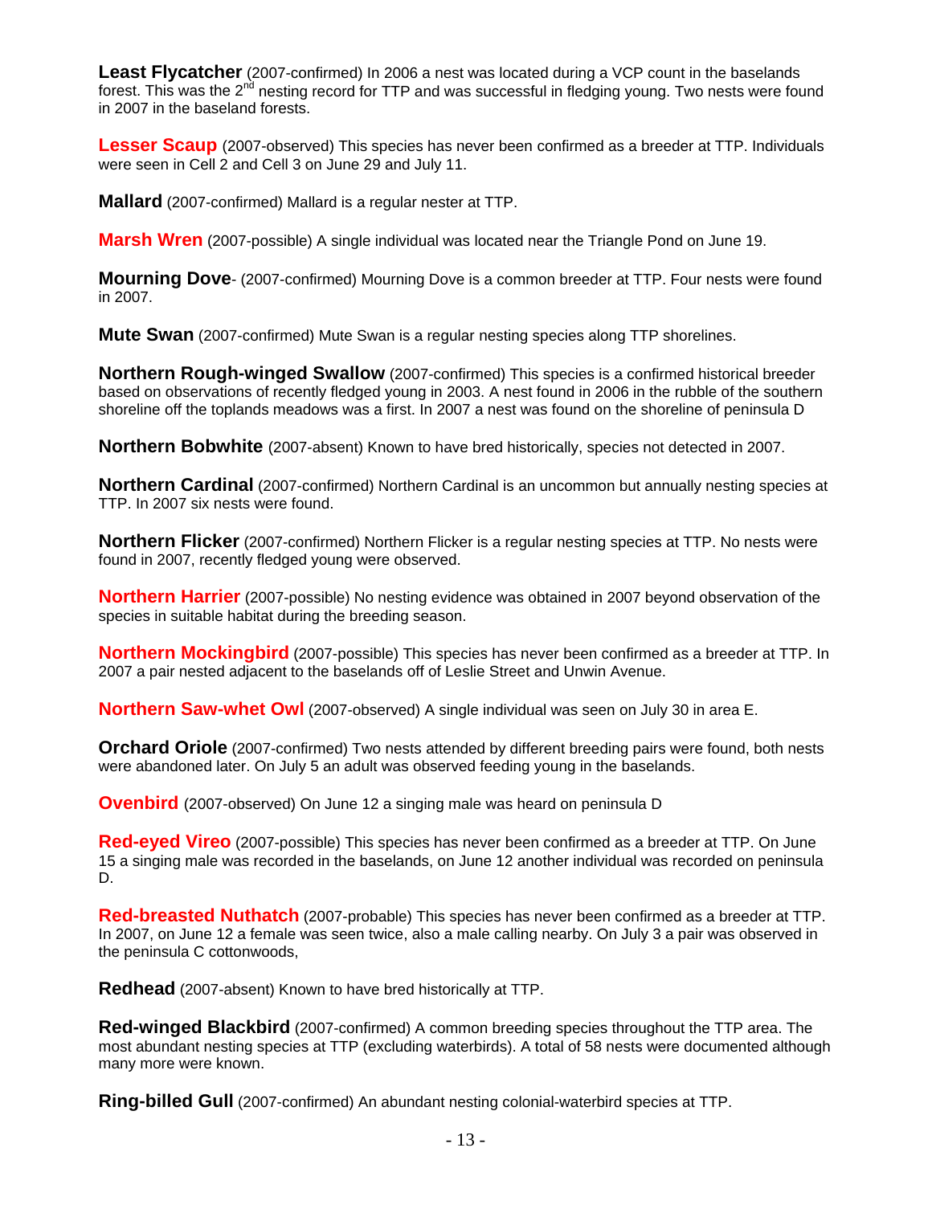**Least Flycatcher** (2007-confirmed) In 2006 a nest was located during a VCP count in the baselands forest. This was the 2nd nesting record for TTP and was successful in fledging young. Two nests were found in 2007 in the baseland forests.

**Lesser Scaup** (2007-observed) This species has never been confirmed as a breeder at TTP. Individuals were seen in Cell 2 and Cell 3 on June 29 and July 11.

**Mallard** (2007-confirmed) Mallard is a regular nester at TTP.

**Marsh Wren** (2007-possible) A single individual was located near the Triangle Pond on June 19.

**Mourning Dove**- (2007-confirmed) Mourning Dove is a common breeder at TTP. Four nests were found in 2007.

**Mute Swan** (2007-confirmed) Mute Swan is a regular nesting species along TTP shorelines.

**Northern Rough-winged Swallow** (2007-confirmed) This species is a confirmed historical breeder based on observations of recently fledged young in 2003. A nest found in 2006 in the rubble of the southern shoreline off the toplands meadows was a first. In 2007 a nest was found on the shoreline of peninsula D

**Northern Bobwhite** (2007-absent) Known to have bred historically, species not detected in 2007.

**Northern Cardinal** (2007-confirmed) Northern Cardinal is an uncommon but annually nesting species at TTP. In 2007 six nests were found.

**Northern Flicker** (2007-confirmed) Northern Flicker is a regular nesting species at TTP. No nests were found in 2007, recently fledged young were observed.

**Northern Harrier** (2007-possible) No nesting evidence was obtained in 2007 beyond observation of the species in suitable habitat during the breeding season.

**Northern Mockingbird** (2007-possible) This species has never been confirmed as a breeder at TTP. In 2007 a pair nested adjacent to the baselands off of Leslie Street and Unwin Avenue.

**Northern Saw-whet Owl** (2007-observed) A single individual was seen on July 30 in area E.

**Orchard Oriole** (2007-confirmed) Two nests attended by different breeding pairs were found, both nests were abandoned later. On July 5 an adult was observed feeding young in the baselands.

**Ovenbird** (2007-observed) On June 12 a singing male was heard on peninsula D

**Red-eyed Vireo** (2007-possible) This species has never been confirmed as a breeder at TTP. On June 15 a singing male was recorded in the baselands, on June 12 another individual was recorded on peninsula D.

**Red-breasted Nuthatch** (2007-probable) This species has never been confirmed as a breeder at TTP. In 2007, on June 12 a female was seen twice, also a male calling nearby. On July 3 a pair was observed in the peninsula C cottonwoods,

**Redhead** (2007-absent) Known to have bred historically at TTP.

**Red-winged Blackbird** (2007-confirmed) A common breeding species throughout the TTP area. The most abundant nesting species at TTP (excluding waterbirds). A total of 58 nests were documented although many more were known.

**Ring-billed Gull** (2007-confirmed) An abundant nesting colonial-waterbird species at TTP.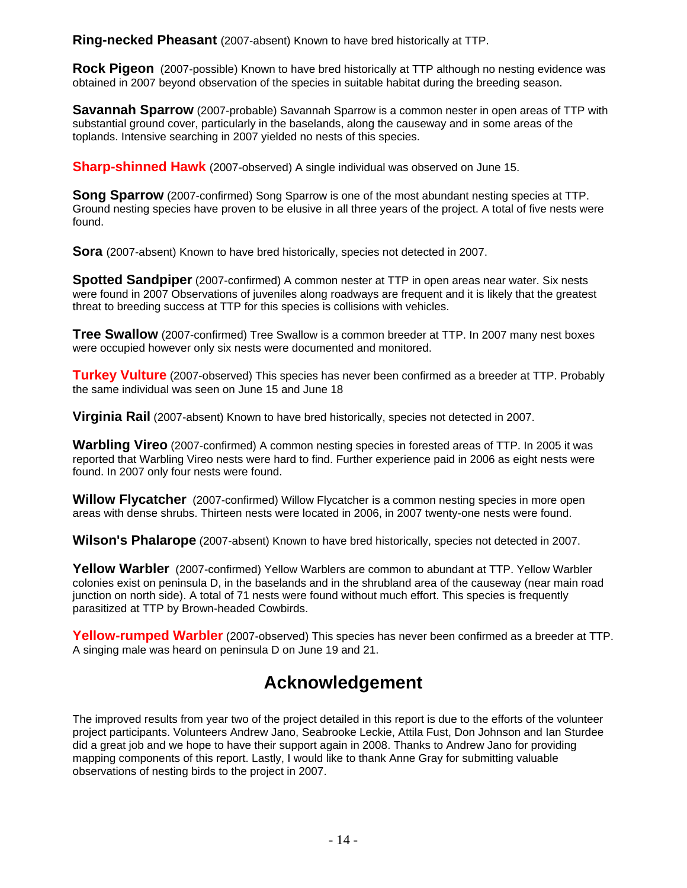**Ring-necked Pheasant** (2007-absent) Known to have bred historically at TTP.

**Rock Pigeon** (2007-possible) Known to have bred historically at TTP although no nesting evidence was obtained in 2007 beyond observation of the species in suitable habitat during the breeding season.

**Savannah Sparrow** (2007-probable) Savannah Sparrow is a common nester in open areas of TTP with substantial ground cover, particularly in the baselands, along the causeway and in some areas of the toplands. Intensive searching in 2007 yielded no nests of this species.

**Sharp-shinned Hawk** (2007-observed) A single individual was observed on June 15.

**Song Sparrow** (2007-confirmed) Song Sparrow is one of the most abundant nesting species at TTP. Ground nesting species have proven to be elusive in all three years of the project. A total of five nests were found.

**Sora** (2007-absent) Known to have bred historically, species not detected in 2007.

**Spotted Sandpiper** (2007-confirmed) A common nester at TTP in open areas near water. Six nests were found in 2007 Observations of juveniles along roadways are frequent and it is likely that the greatest threat to breeding success at TTP for this species is collisions with vehicles.

**Tree Swallow** (2007-confirmed) Tree Swallow is a common breeder at TTP. In 2007 many nest boxes were occupied however only six nests were documented and monitored.

**Turkey Vulture** (2007-observed) This species has never been confirmed as a breeder at TTP. Probably the same individual was seen on June 15 and June 18

**Virginia Rail** (2007-absent) Known to have bred historically, species not detected in 2007.

**Warbling Vireo** (2007-confirmed) A common nesting species in forested areas of TTP. In 2005 it was reported that Warbling Vireo nests were hard to find. Further experience paid in 2006 as eight nests were found. In 2007 only four nests were found.

**Willow Flycatcher** (2007-confirmed) Willow Flycatcher is a common nesting species in more open areas with dense shrubs. Thirteen nests were located in 2006, in 2007 twenty-one nests were found.

**Wilson's Phalarope** (2007-absent) Known to have bred historically, species not detected in 2007.

**Yellow Warbler** (2007-confirmed) Yellow Warblers are common to abundant at TTP. Yellow Warbler colonies exist on peninsula D, in the baselands and in the shrubland area of the causeway (near main road junction on north side). A total of 71 nests were found without much effort. This species is frequently parasitized at TTP by Brown-headed Cowbirds.

**Yellow-rumped Warbler** (2007-observed) This species has never been confirmed as a breeder at TTP. A singing male was heard on peninsula D on June 19 and 21.

## Acknowledgement

The improved results from year two of the project detailed in this report is due to the efforts of the volunteer project participants. Volunteers Andrew Jano, Seabrooke Leckie, Attila Fust, Don Johnson and Ian Sturdee did a great job and we hope to have their support again in 2008. Thanks to Andrew Jano for providing mapping components of this report. Lastly, I would like to thank Anne Gray for submitting valuable observations of nesting birds to the project in 2007.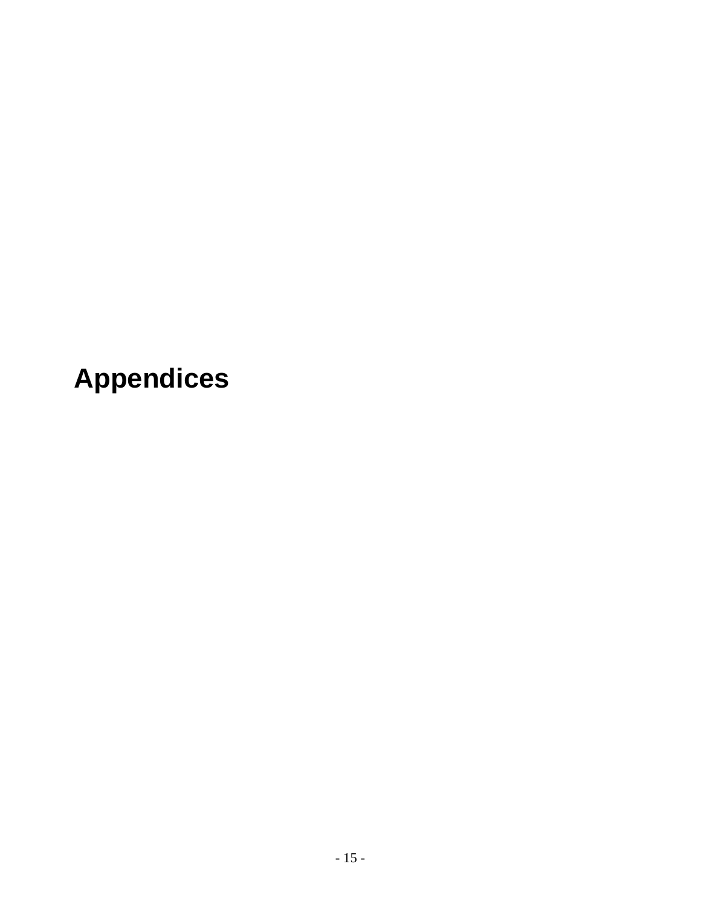# Appendices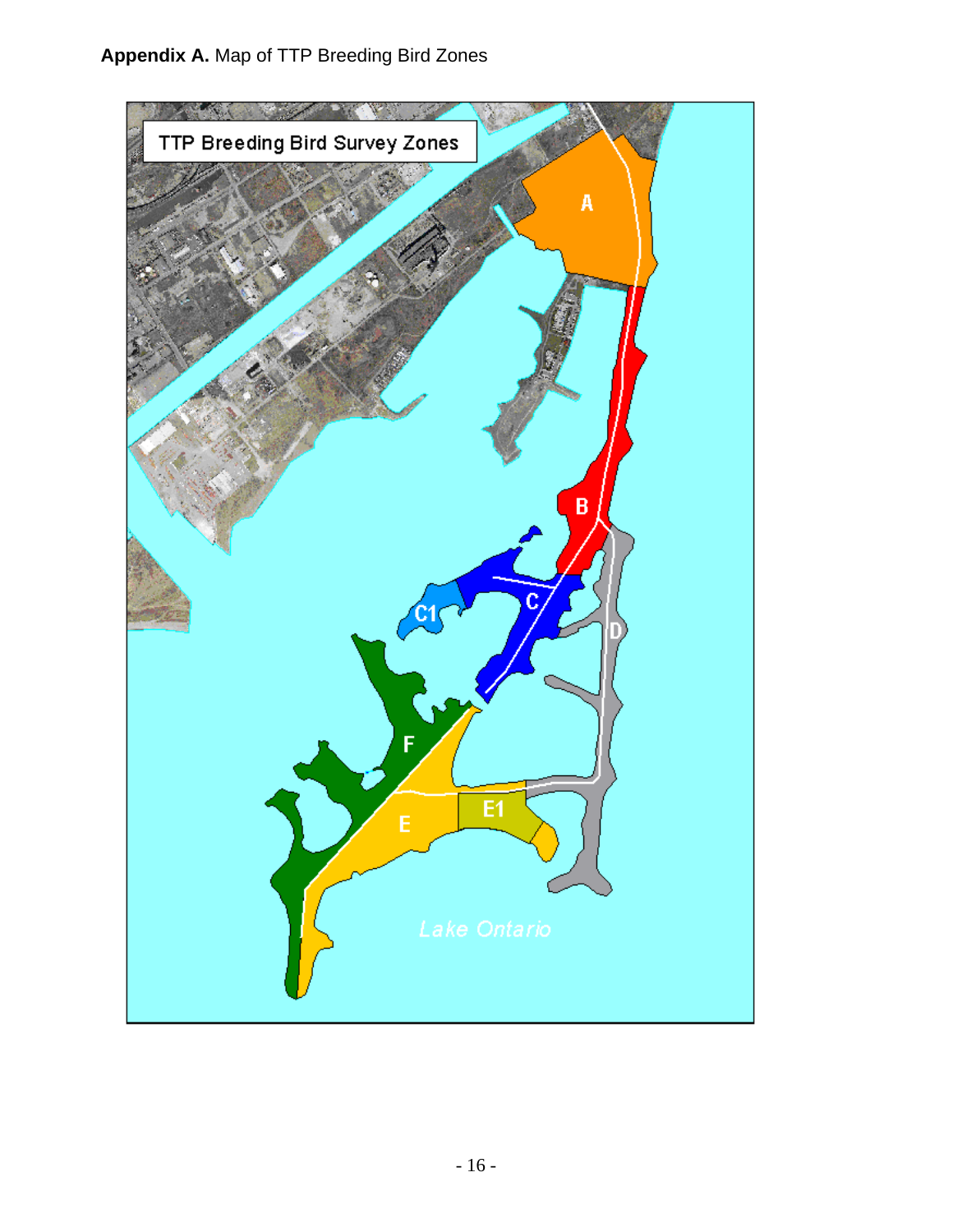**Appendix A.** Map of TTP Breeding Bird Zones

TTP Breeding Bird Survey Zones

A

B

C

C1

D

E

E1

F

Lake Ontario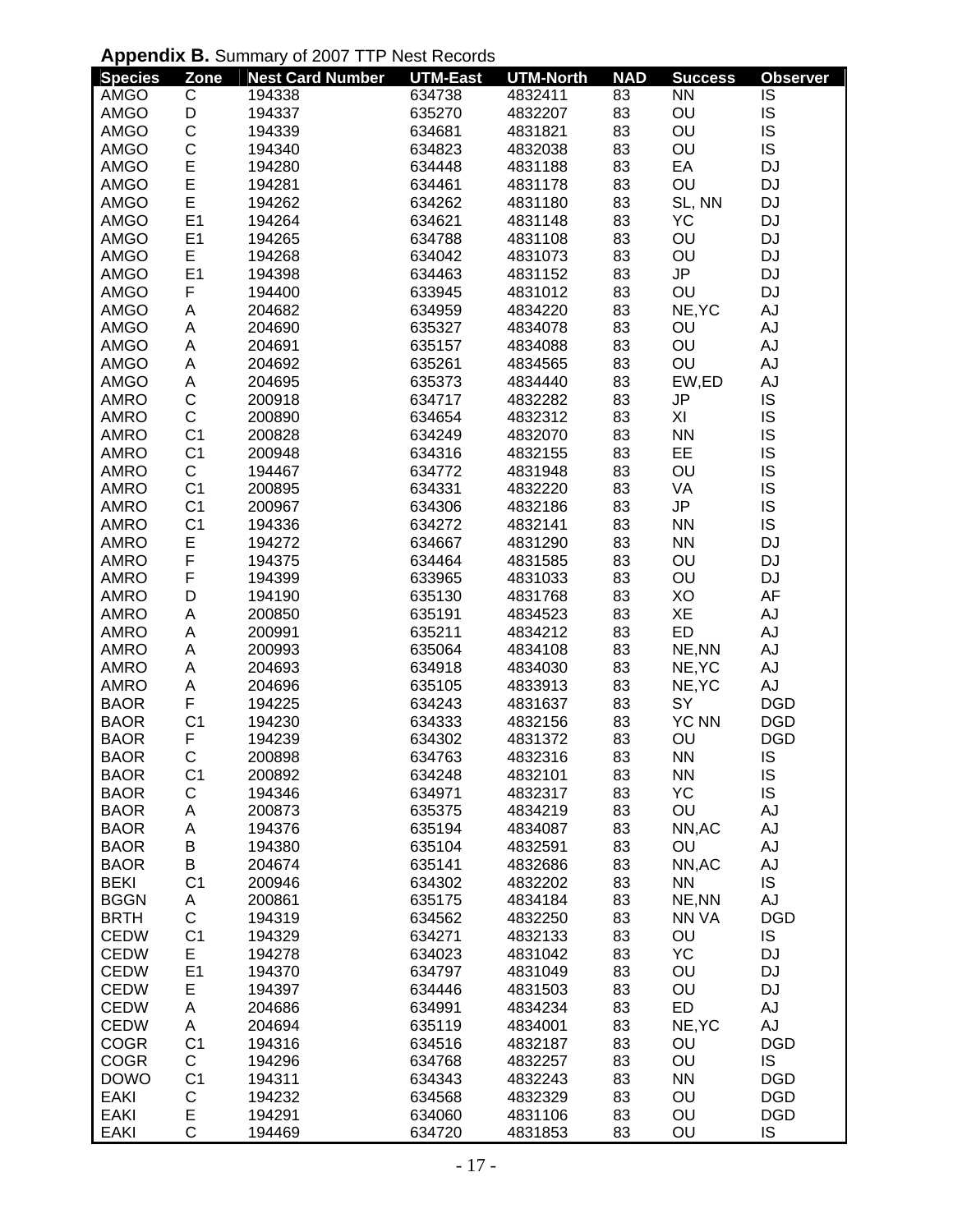**Appendix B.** Summary of 2007 TTP Nest Records

| Species | Zone | Nest Card Number | UTM-East | UTM-North | NAD | Success | Observer |
|---|---|---|---|---|---|---|---|
| AMGO | C | 194338 | 634738 | 4832411 | 83 | NN | IS |
| AMGO | D | 194337 | 635270 | 4832207 | 83 | OU | IS |
| AMGO | C | 194339 | 634681 | 4831821 | 83 | OU | IS |
| AMGO | C | 194340 | 634823 | 4832038 | 83 | OU | IS |
| AMGO | E | 194280 | 634448 | 4831188 | 83 | EA | DJ |
| AMGO | E | 194281 | 634461 | 4831178 | 83 | OU | DJ |
| AMGO | E | 194262 | 634262 | 4831180 | 83 | SL, NN | DJ |
| AMGO | E1 | 194264 | 634621 | 4831148 | 83 | YC | DJ |
| AMGO | E1 | 194265 | 634788 | 4831108 | 83 | OU | DJ |
| AMGO | E | 194268 | 634042 | 4831073 | 83 | OU | DJ |
| AMGO | E1 | 194398 | 634463 | 4831152 | 83 | JP | DJ |
| AMGO | F | 194400 | 633945 | 4831012 | 83 | OU | DJ |
| AMGO | A | 204682 | 634959 | 4834220 | 83 | NE,YC | AJ |
| AMGO | A | 204690 | 635327 | 4834078 | 83 | OU | AJ |
| AMGO | A | 204691 | 635157 | 4834088 | 83 | OU | AJ |
| AMGO | A | 204692 | 635261 | 4834565 | 83 | OU | AJ |
| AMGO | A | 204695 | 635373 | 4834440 | 83 | EW,ED | AJ |
| AMRO | C | 200918 | 634717 | 4832282 | 83 | JP | IS |
| AMRO | C | 200890 | 634654 | 4832312 | 83 | XI | IS |
| AMRO | C1 | 200828 | 634249 | 4832070 | 83 | NN | IS |
| AMRO | C1 | 200948 | 634316 | 4832155 | 83 | EE | IS |
| AMRO | C | 194467 | 634772 | 4831948 | 83 | OU | IS |
| AMRO | C1 | 200895 | 634331 | 4832220 | 83 | VA | IS |
| AMRO | C1 | 200967 | 634306 | 4832186 | 83 | JP | IS |
| AMRO | C1 | 194336 | 634272 | 4832141 | 83 | NN | IS |
| AMRO | E | 194272 | 634667 | 4831290 | 83 | NN | DJ |
| AMRO | F | 194375 | 634464 | 4831585 | 83 | OU | DJ |
| AMRO | F | 194399 | 633965 | 4831033 | 83 | OU | DJ |
| AMRO | D | 194190 | 635130 | 4831768 | 83 | XO | AF |
| AMRO | A | 200850 | 635191 | 4834523 | 83 | XE | AJ |
| AMRO | A | 200991 | 635211 | 4834212 | 83 | ED | AJ |
| AMRO | A | 200993 | 635064 | 4834108 | 83 | NE,NN | AJ |
| AMRO | A | 204693 | 634918 | 4834030 | 83 | NE,YC | AJ |
| AMRO | A | 204696 | 635105 | 4833913 | 83 | NE,YC | AJ |
| BAOR | F | 194225 | 634243 | 4831637 | 83 | SY | DGD |
| BAOR | C1 | 194230 | 634333 | 4832156 | 83 | YC NN | DGD |
| BAOR | F | 194239 | 634302 | 4831372 | 83 | OU | DGD |
| BAOR | C | 200898 | 634763 | 4832316 | 83 | NN | IS |
| BAOR | C1 | 200892 | 634248 | 4832101 | 83 | NN | IS |
| BAOR | C | 194346 | 634971 | 4832317 | 83 | YC | IS |
| BAOR | A | 200873 | 635375 | 4834219 | 83 | OU | AJ |
| BAOR | A | 194376 | 635194 | 4834087 | 83 | NN,AC | AJ |
| BAOR | B | 194380 | 635104 | 4832591 | 83 | OU | AJ |
| BAOR | B | 204674 | 635141 | 4832686 | 83 | NN,AC | AJ |
| BEKI | C1 | 200946 | 634302 | 4832202 | 83 | NN | IS |
| BGGN | A | 200861 | 635175 | 4834184 | 83 | NE,NN | AJ |
| BRTH | C | 194319 | 634562 | 4832250 | 83 | NN VA | DGD |
| CEDW | C1 | 194329 | 634271 | 4832133 | 83 | OU | IS |
| CEDW | E | 194278 | 634023 | 4831042 | 83 | YC | DJ |
| CEDW | E1 | 194370 | 634797 | 4831049 | 83 | OU | DJ |
| CEDW | E | 194397 | 634446 | 4831503 | 83 | OU | DJ |
| CEDW | A | 204686 | 634991 | 4834234 | 83 | ED | AJ |
| CEDW | A | 204694 | 635119 | 4834001 | 83 | NE,YC | AJ |
| COGR | C1 | 194316 | 634516 | 4832187 | 83 | OU | DGD |
| COGR | C | 194296 | 634768 | 4832257 | 83 | OU | IS |
| DOWO | C1 | 194311 | 634343 | 4832243 | 83 | NN | DGD |
| EAKI | C | 194232 | 634568 | 4832329 | 83 | OU | DGD |
| EAKI | E | 194291 | 634060 | 4831106 | 83 | OU | DGD |
| EAKI | C | 194469 | 634720 | 4831853 | 83 | OU | IS |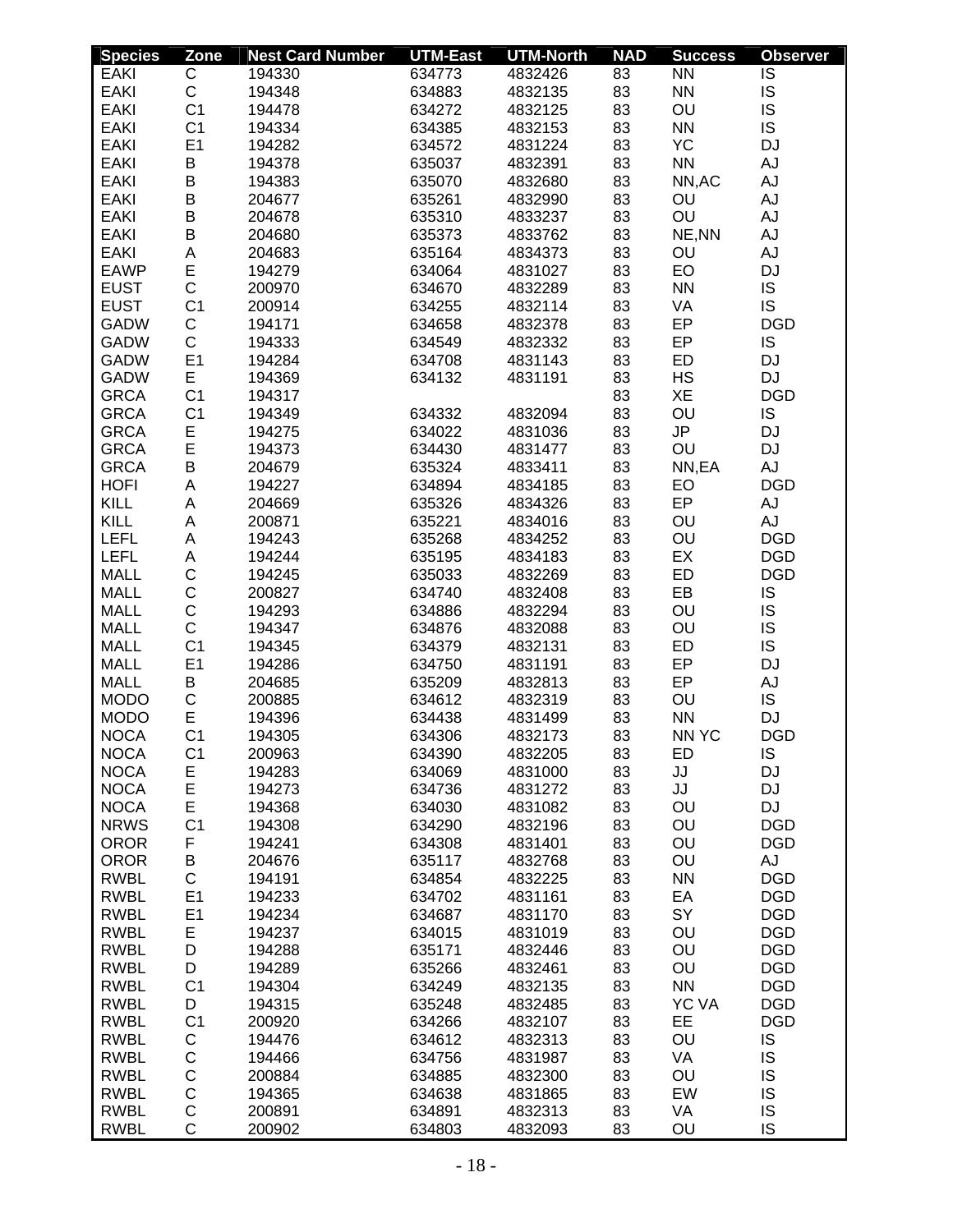| Species | Zone | Nest Card Number | UTM-East | UTM-North | NAD | Success | Observer |
|---|---|---|---|---|---|---|---|
| EAKI | C | 194330 | 634773 | 4832426 | 83 | NN | IS |
| EAKI | C | 194348 | 634883 | 4832135 | 83 | NN | IS |
| EAKI | C1 | 194478 | 634272 | 4832125 | 83 | OU | IS |
| EAKI | C1 | 194334 | 634385 | 4832153 | 83 | NN | IS |
| EAKI | E1 | 194282 | 634572 | 4831224 | 83 | YC | DJ |
| EAKI | B | 194378 | 635037 | 4832391 | 83 | NN | AJ |
| EAKI | B | 194383 | 635070 | 4832680 | 83 | NN,AC | AJ |
| EAKI | B | 204677 | 635261 | 4832990 | 83 | OU | AJ |
| EAKI | B | 204678 | 635310 | 4833237 | 83 | OU | AJ |
| EAKI | B | 204680 | 635373 | 4833762 | 83 | NE,NN | AJ |
| EAKI | A | 204683 | 635164 | 4834373 | 83 | OU | AJ |
| EAWP | E | 194279 | 634064 | 4831027 | 83 | EO | DJ |
| EUST | C | 200970 | 634670 | 4832289 | 83 | NN | IS |
| EUST | C1 | 200914 | 634255 | 4832114 | 83 | VA | IS |
| GADW | C | 194171 | 634658 | 4832378 | 83 | EP | DGD |
| GADW | C | 194333 | 634549 | 4832332 | 83 | EP | IS |
| GADW | E1 | 194284 | 634708 | 4831143 | 83 | ED | DJ |
| GADW | E | 194369 | 634132 | 4831191 | 83 | HS | DJ |
| GRCA | C1 | 194317 | | | 83 | XE | DGD |
| GRCA | C1 | 194349 | 634332 | 4832094 | 83 | OU | IS |
| GRCA | E | 194275 | 634022 | 4831036 | 83 | JP | DJ |
| GRCA | E | 194373 | 634430 | 4831477 | 83 | OU | DJ |
| GRCA | B | 204679 | 635324 | 4833411 | 83 | NN,EA | AJ |
| HOFI | A | 194227 | 634894 | 4834185 | 83 | EO | DGD |
| KILL | A | 204669 | 635326 | 4834326 | 83 | EP | AJ |
| KILL | A | 200871 | 635221 | 4834016 | 83 | OU | AJ |
| LEFL | A | 194243 | 635268 | 4834252 | 83 | OU | DGD |
| LEFL | A | 194244 | 635195 | 4834183 | 83 | EX | DGD |
| MALL | C | 194245 | 635033 | 4832269 | 83 | ED | DGD |
| MALL | C | 200827 | 634740 | 4832408 | 83 | EB | IS |
| MALL | C | 194293 | 634886 | 4832294 | 83 | OU | IS |
| MALL | C | 194347 | 634876 | 4832088 | 83 | OU | IS |
| MALL | C1 | 194345 | 634379 | 4832131 | 83 | ED | IS |
| MALL | E1 | 194286 | 634750 | 4831191 | 83 | EP | DJ |
| MALL | B | 204685 | 635209 | 4832813 | 83 | EP | AJ |
| MODO | C | 200885 | 634612 | 4832319 | 83 | OU | IS |
| MODO | E | 194396 | 634438 | 4831499 | 83 | NN | DJ |
| NOCA | C1 | 194305 | 634306 | 4832173 | 83 | NN YC | DGD |
| NOCA | C1 | 200963 | 634390 | 4832205 | 83 | ED | IS |
| NOCA | E | 194283 | 634069 | 4831000 | 83 | JJ | DJ |
| NOCA | E | 194273 | 634736 | 4831272 | 83 | JJ | DJ |
| NOCA | E | 194368 | 634030 | 4831082 | 83 | OU | DJ |
| NRWS | C1 | 194308 | 634290 | 4832196 | 83 | OU | DGD |
| OROR | F | 194241 | 634308 | 4831401 | 83 | OU | DGD |
| OROR | B | 204676 | 635117 | 4832768 | 83 | OU | AJ |
| RWBL | C | 194191 | 634854 | 4832225 | 83 | NN | DGD |
| RWBL | E1 | 194233 | 634702 | 4831161 | 83 | EA | DGD |
| RWBL | E1 | 194234 | 634687 | 4831170 | 83 | SY | DGD |
| RWBL | E | 194237 | 634015 | 4831019 | 83 | OU | DGD |
| RWBL | D | 194288 | 635171 | 4832446 | 83 | OU | DGD |
| RWBL | D | 194289 | 635266 | 4832461 | 83 | OU | DGD |
| RWBL | C1 | 194304 | 634249 | 4832135 | 83 | NN | DGD |
| RWBL | D | 194315 | 635248 | 4832485 | 83 | YC VA | DGD |
| RWBL | C1 | 200920 | 634266 | 4832107 | 83 | EE | DGD |
| RWBL | C | 194476 | 634612 | 4832313 | 83 | OU | IS |
| RWBL | C | 194466 | 634756 | 4831987 | 83 | VA | IS |
| RWBL | C | 200884 | 634885 | 4832300 | 83 | OU | IS |
| RWBL | C | 194365 | 634638 | 4831865 | 83 | EW | IS |
| RWBL | C | 200891 | 634891 | 4832313 | 83 | VA | IS |
| RWBL | C | 200902 | 634803 | 4832093 | 83 | OU | IS |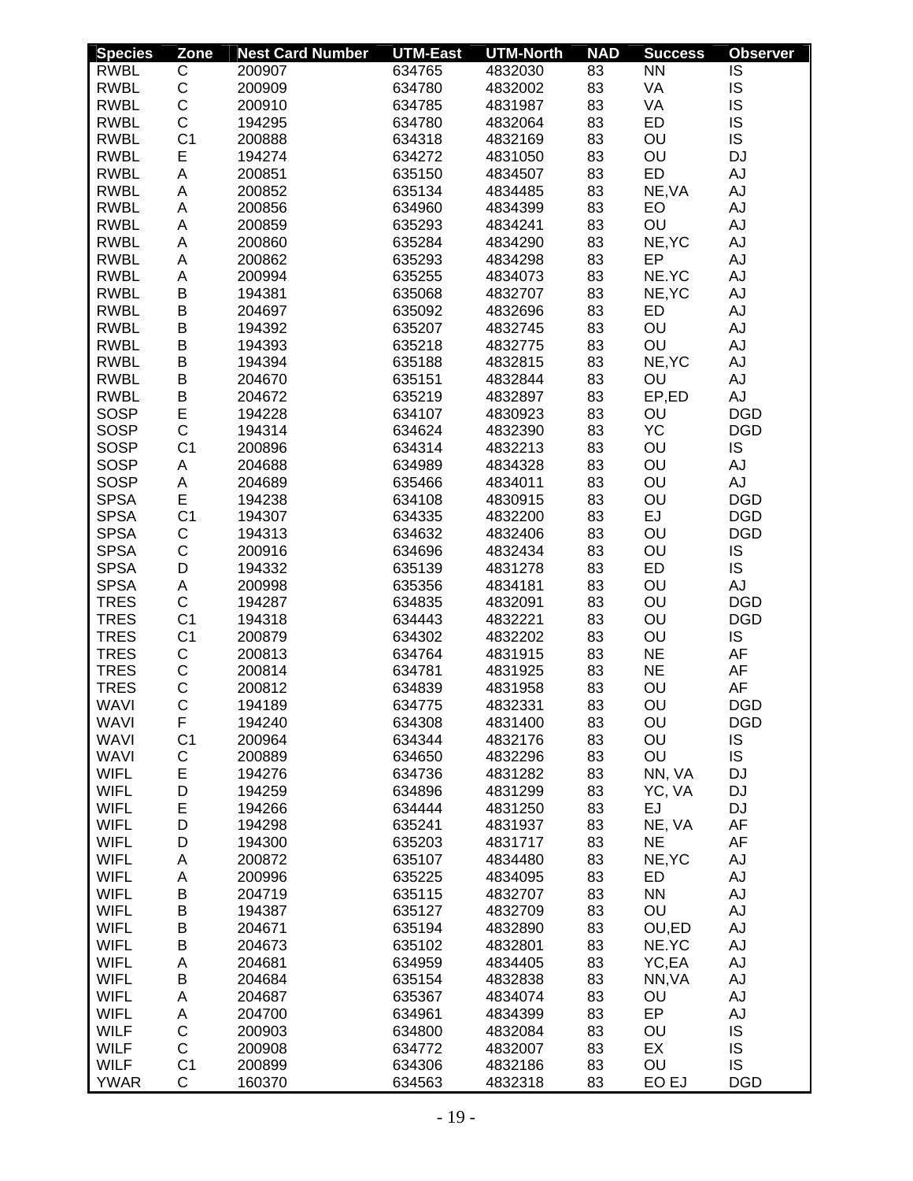| Species | Zone | Nest Card Number | UTM-East | UTM-North | NAD | Success | Observer |
|---|---|---|---|---|---|---|---|
| RWBL | C | 200907 | 634765 | 4832030 | 83 | NN | IS |
| RWBL | C | 200909 | 634780 | 4832002 | 83 | VA | IS |
| RWBL | C | 200910 | 634785 | 4831987 | 83 | VA | IS |
| RWBL | C | 194295 | 634780 | 4832064 | 83 | ED | IS |
| RWBL | C1 | 200888 | 634318 | 4832169 | 83 | OU | IS |
| RWBL | E | 194274 | 634272 | 4831050 | 83 | OU | DJ |
| RWBL | A | 200851 | 635150 | 4834507 | 83 | ED | AJ |
| RWBL | A | 200852 | 635134 | 4834485 | 83 | NE,VA | AJ |
| RWBL | A | 200856 | 634960 | 4834399 | 83 | EO | AJ |
| RWBL | A | 200859 | 635293 | 4834241 | 83 | OU | AJ |
| RWBL | A | 200860 | 635284 | 4834290 | 83 | NE,YC | AJ |
| RWBL | A | 200862 | 635293 | 4834298 | 83 | EP | AJ |
| RWBL | A | 200994 | 635255 | 4834073 | 83 | NE.YC | AJ |
| RWBL | B | 194381 | 635068 | 4832707 | 83 | NE,YC | AJ |
| RWBL | B | 204697 | 635092 | 4832696 | 83 | ED | AJ |
| RWBL | B | 194392 | 635207 | 4832745 | 83 | OU | AJ |
| RWBL | B | 194393 | 635218 | 4832775 | 83 | OU | AJ |
| RWBL | B | 194394 | 635188 | 4832815 | 83 | NE,YC | AJ |
| RWBL | B | 204670 | 635151 | 4832844 | 83 | OU | AJ |
| RWBL | B | 204672 | 635219 | 4832897 | 83 | EP,ED | AJ |
| SOSP | E | 194228 | 634107 | 4830923 | 83 | OU | DGD |
| SOSP | C | 194314 | 634624 | 4832390 | 83 | YC | DGD |
| SOSP | C1 | 200896 | 634314 | 4832213 | 83 | OU | IS |
| SOSP | A | 204688 | 634989 | 4834328 | 83 | OU | AJ |
| SOSP | A | 204689 | 635466 | 4834011 | 83 | OU | AJ |
| SPSA | E | 194238 | 634108 | 4830915 | 83 | OU | DGD |
| SPSA | C1 | 194307 | 634335 | 4832200 | 83 | EJ | DGD |
| SPSA | C | 194313 | 634632 | 4832406 | 83 | OU | DGD |
| SPSA | C | 200916 | 634696 | 4832434 | 83 | OU | IS |
| SPSA | D | 194332 | 635139 | 4831278 | 83 | ED | IS |
| SPSA | A | 200998 | 635356 | 4834181 | 83 | OU | AJ |
| TRES | C | 194287 | 634835 | 4832091 | 83 | OU | DGD |
| TRES | C1 | 194318 | 634443 | 4832221 | 83 | OU | DGD |
| TRES | C1 | 200879 | 634302 | 4832202 | 83 | OU | IS |
| TRES | C | 200813 | 634764 | 4831915 | 83 | NE | AF |
| TRES | C | 200814 | 634781 | 4831925 | 83 | NE | AF |
| TRES | C | 200812 | 634839 | 4831958 | 83 | OU | AF |
| WAVI | C | 194189 | 634775 | 4832331 | 83 | OU | DGD |
| WAVI | F | 194240 | 634308 | 4831400 | 83 | OU | DGD |
| WAVI | C1 | 200964 | 634344 | 4832176 | 83 | OU | IS |
| WAVI | C | 200889 | 634650 | 4832296 | 83 | OU | IS |
| WIFL | E | 194276 | 634736 | 4831282 | 83 | NN, VA | DJ |
| WIFL | D | 194259 | 634896 | 4831299 | 83 | YC, VA | DJ |
| WIFL | E | 194266 | 634444 | 4831250 | 83 | EJ | DJ |
| WIFL | D | 194298 | 635241 | 4831937 | 83 | NE, VA | AF |
| WIFL | D | 194300 | 635203 | 4831717 | 83 | NE | AF |
| WIFL | A | 200872 | 635107 | 4834480 | 83 | NE,YC | AJ |
| WIFL | A | 200996 | 635225 | 4834095 | 83 | ED | AJ |
| WIFL | B | 204719 | 635115 | 4832707 | 83 | NN | AJ |
| WIFL | B | 194387 | 635127 | 4832709 | 83 | OU | AJ |
| WIFL | B | 204671 | 635194 | 4832890 | 83 | OU,ED | AJ |
| WIFL | B | 204673 | 635102 | 4832801 | 83 | NE.YC | AJ |
| WIFL | A | 204681 | 634959 | 4834405 | 83 | YC,EA | AJ |
| WIFL | B | 204684 | 635154 | 4832838 | 83 | NN,VA | AJ |
| WIFL | A | 204687 | 635367 | 4834074 | 83 | OU | AJ |
| WIFL | A | 204700 | 634961 | 4834399 | 83 | EP | AJ |
| WILF | C | 200903 | 634800 | 4832084 | 83 | OU | IS |
| WILF | C | 200908 | 634772 | 4832007 | 83 | EX | IS |
| WILF | C1 | 200899 | 634306 | 4832186 | 83 | OU | IS |
| YWAR | C | 160370 | 634563 | 4832318 | 83 | EO EJ | DGD |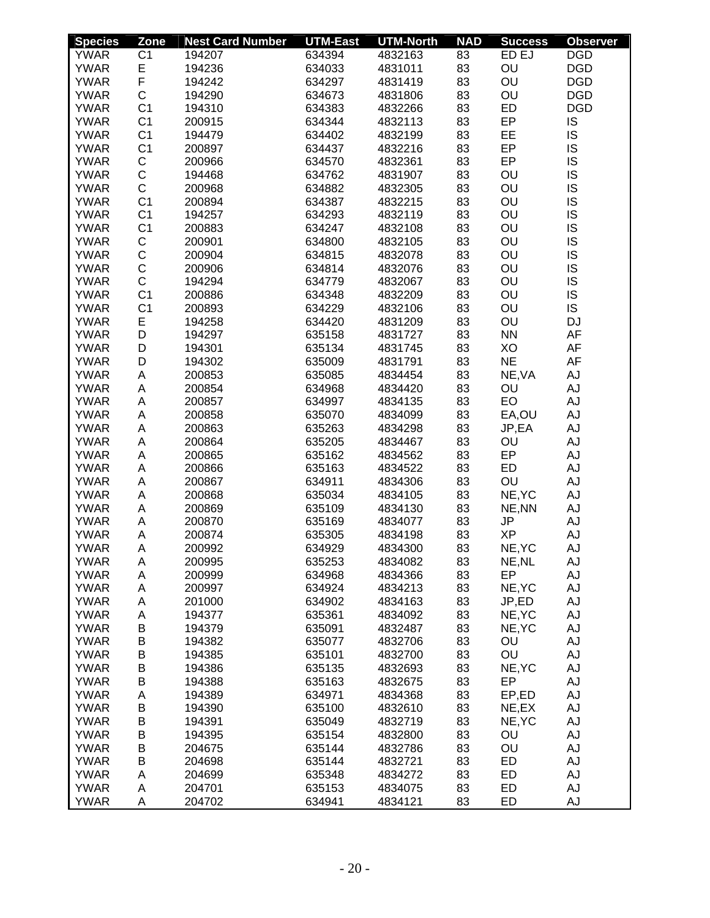| Species | Zone | Nest Card Number | UTM-East | UTM-North | NAD | Success | Observer |
|---|---|---|---|---|---|---|---|
| YWAR | C1 | 194207 | 634394 | 4832163 | 83 | ED EJ | DGD |
| YWAR | E | 194236 | 634033 | 4831011 | 83 | OU | DGD |
| YWAR | F | 194242 | 634297 | 4831419 | 83 | OU | DGD |
| YWAR | C | 194290 | 634673 | 4831806 | 83 | OU | DGD |
| YWAR | C1 | 194310 | 634383 | 4832266 | 83 | ED | DGD |
| YWAR | C1 | 200915 | 634344 | 4832113 | 83 | EP | IS |
| YWAR | C1 | 194479 | 634402 | 4832199 | 83 | EE | IS |
| YWAR | C1 | 200897 | 634437 | 4832216 | 83 | EP | IS |
| YWAR | C | 200966 | 634570 | 4832361 | 83 | EP | IS |
| YWAR | C | 194468 | 634762 | 4831907 | 83 | OU | IS |
| YWAR | C | 200968 | 634882 | 4832305 | 83 | OU | IS |
| YWAR | C1 | 200894 | 634387 | 4832215 | 83 | OU | IS |
| YWAR | C1 | 194257 | 634293 | 4832119 | 83 | OU | IS |
| YWAR | C1 | 200883 | 634247 | 4832108 | 83 | OU | IS |
| YWAR | C | 200901 | 634800 | 4832105 | 83 | OU | IS |
| YWAR | C | 200904 | 634815 | 4832078 | 83 | OU | IS |
| YWAR | C | 200906 | 634814 | 4832076 | 83 | OU | IS |
| YWAR | C | 194294 | 634779 | 4832067 | 83 | OU | IS |
| YWAR | C1 | 200886 | 634348 | 4832209 | 83 | OU | IS |
| YWAR | C1 | 200893 | 634229 | 4832106 | 83 | OU | IS |
| YWAR | E | 194258 | 634420 | 4831209 | 83 | OU | DJ |
| YWAR | D | 194297 | 635158 | 4831727 | 83 | NN | AF |
| YWAR | D | 194301 | 635134 | 4831745 | 83 | XO | AF |
| YWAR | D | 194302 | 635009 | 4831791 | 83 | NE | AF |
| YWAR | A | 200853 | 635085 | 4834454 | 83 | NE,VA | AJ |
| YWAR | A | 200854 | 634968 | 4834420 | 83 | OU | AJ |
| YWAR | A | 200857 | 634997 | 4834135 | 83 | EO | AJ |
| YWAR | A | 200858 | 635070 | 4834099 | 83 | EA,OU | AJ |
| YWAR | A | 200863 | 635263 | 4834298 | 83 | JP,EA | AJ |
| YWAR | A | 200864 | 635205 | 4834467 | 83 | OU | AJ |
| YWAR | A | 200865 | 635162 | 4834562 | 83 | EP | AJ |
| YWAR | A | 200866 | 635163 | 4834522 | 83 | ED | AJ |
| YWAR | A | 200867 | 634911 | 4834306 | 83 | OU | AJ |
| YWAR | A | 200868 | 635034 | 4834105 | 83 | NE,YC | AJ |
| YWAR | A | 200869 | 635109 | 4834130 | 83 | NE,NN | AJ |
| YWAR | A | 200870 | 635169 | 4834077 | 83 | JP | AJ |
| YWAR | A | 200874 | 635305 | 4834198 | 83 | XP | AJ |
| YWAR | A | 200992 | 634929 | 4834300 | 83 | NE,YC | AJ |
| YWAR | A | 200995 | 635253 | 4834082 | 83 | NE,NL | AJ |
| YWAR | A | 200999 | 634968 | 4834366 | 83 | EP | AJ |
| YWAR | A | 200997 | 634924 | 4834213 | 83 | NE,YC | AJ |
| YWAR | A | 201000 | 634902 | 4834163 | 83 | JP,ED | AJ |
| YWAR | A | 194377 | 635361 | 4834092 | 83 | NE,YC | AJ |
| YWAR | B | 194379 | 635091 | 4832487 | 83 | NE,YC | AJ |
| YWAR | B | 194382 | 635077 | 4832706 | 83 | OU | AJ |
| YWAR | B | 194385 | 635101 | 4832700 | 83 | OU | AJ |
| YWAR | B | 194386 | 635135 | 4832693 | 83 | NE,YC | AJ |
| YWAR | B | 194388 | 635163 | 4832675 | 83 | EP | AJ |
| YWAR | A | 194389 | 634971 | 4834368 | 83 | EP,ED | AJ |
| YWAR | B | 194390 | 635100 | 4832610 | 83 | NE,EX | AJ |
| YWAR | B | 194391 | 635049 | 4832719 | 83 | NE,YC | AJ |
| YWAR | B | 194395 | 635154 | 4832800 | 83 | OU | AJ |
| YWAR | B | 204675 | 635144 | 4832786 | 83 | OU | AJ |
| YWAR | B | 204698 | 635144 | 4832721 | 83 | ED | AJ |
| YWAR | A | 204699 | 635348 | 4834272 | 83 | ED | AJ |
| YWAR | A | 204701 | 635153 | 4834075 | 83 | ED | AJ |
| YWAR | A | 204702 | 634941 | 4834121 | 83 | ED | AJ |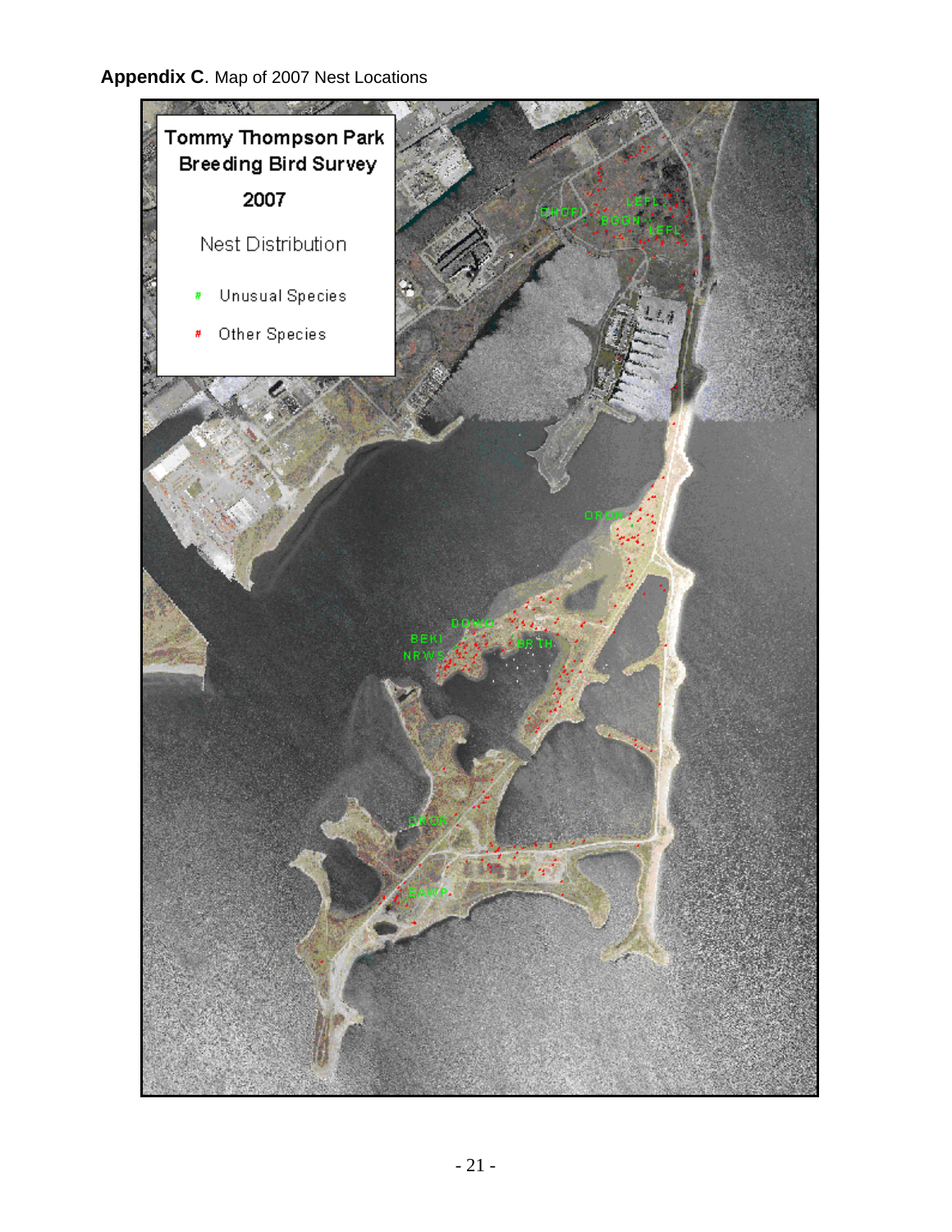**Appendix C**. Map of 2007 Nest Locations

Tommy Thompson Park
Breeding Bird Survey
2007

Nest Distribution

Unusual Species

Other Species

OROR
LEFL
BGGN
LEFL
OROR
DOWO
BEKI
NRWS
BRTH
OROR
EAWP